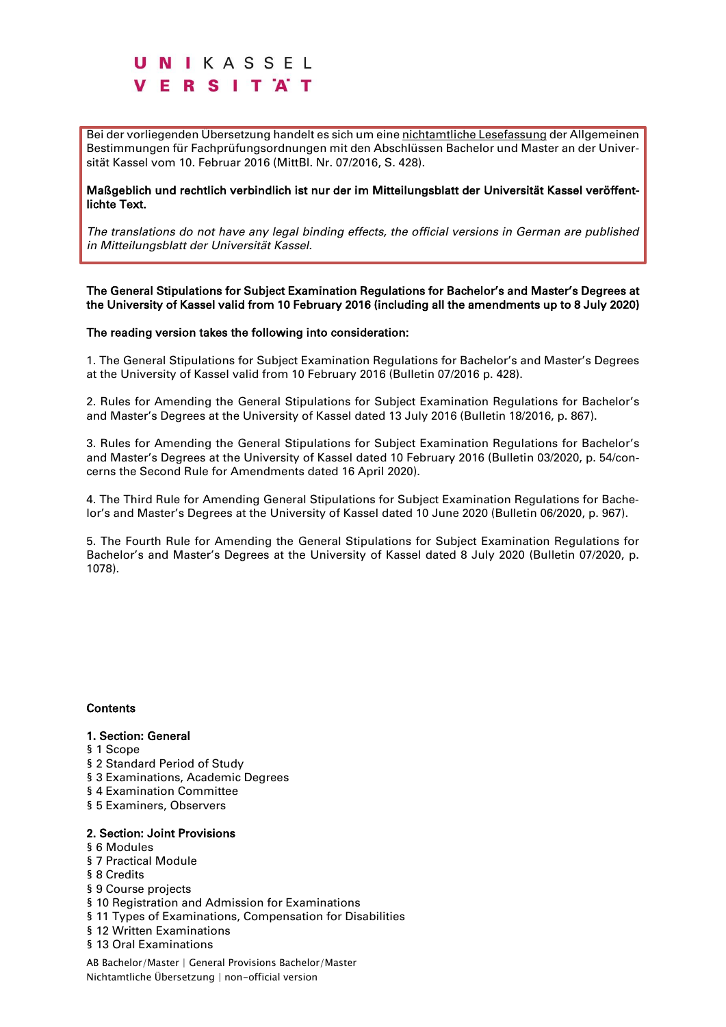UNI KASSEL VERSITÄT

Bei der vorliegenden Übersetzung handelt es sich um eine nichtamtliche Lesefassung der Allgemeinen Bestimmungen für Fachprüfungsordnungen mit den Abschlüssen Bachelor und Master an der Universität Kassel vom 10. Februar 2016 (MittBl. Nr. 07/2016, S. 428).

**Maßgeblich und rechtlich verbindlich ist nur der im Mitteilungsblatt der Universität Kassel veröffentlichte Text.**

*The translations do not have any legal binding effects, the official versions in German are published in Mitteilungsblatt der Universität Kassel.*

**The General Stipulations for Subject Examination Regulations for Bachelor's and Master's Degrees at the University of Kassel valid from 10 February 2016 (including all the amendments up to 8 July 2020)**

**The reading version takes the following into consideration:**

1. The General Stipulations for Subject Examination Regulations for Bachelor's and Master's Degrees at the University of Kassel valid from 10 February 2016 (Bulletin 07/2016 p. 428).

2. Rules for Amending the General Stipulations for Subject Examination Regulations for Bachelor's and Master's Degrees at the University of Kassel dated 13 July 2016 (Bulletin 18/2016, p. 867).

3. Rules for Amending the General Stipulations for Subject Examination Regulations for Bachelor's and Master's Degrees at the University of Kassel dated 10 February 2016 (Bulletin 03/2020, p. 54/concerns the Second Rule for Amendments dated 16 April 2020).

4. The Third Rule for Amending General Stipulations for Subject Examination Regulations for Bachelor's and Master's Degrees at the University of Kassel dated 10 June 2020 (Bulletin 06/2020, p. 967).

5. The Fourth Rule for Amending the General Stipulations for Subject Examination Regulations for Bachelor's and Master's Degrees at the University of Kassel dated 8 July 2020 (Bulletin 07/2020, p. 1078).

**Contents**

**1. Section: General**
§ 1 Scope
§ 2 Standard Period of Study
§ 3 Examinations, Academic Degrees
§ 4 Examination Committee
§ 5 Examiners, Observers

**2. Section: Joint Provisions**
§ 6 Modules
§ 7 Practical Module
§ 8 Credits
§ 9 Course projects
§ 10 Registration and Admission for Examinations
§ 11 Types of Examinations, Compensation for Disabilities
§ 12 Written Examinations
§ 13 Oral Examinations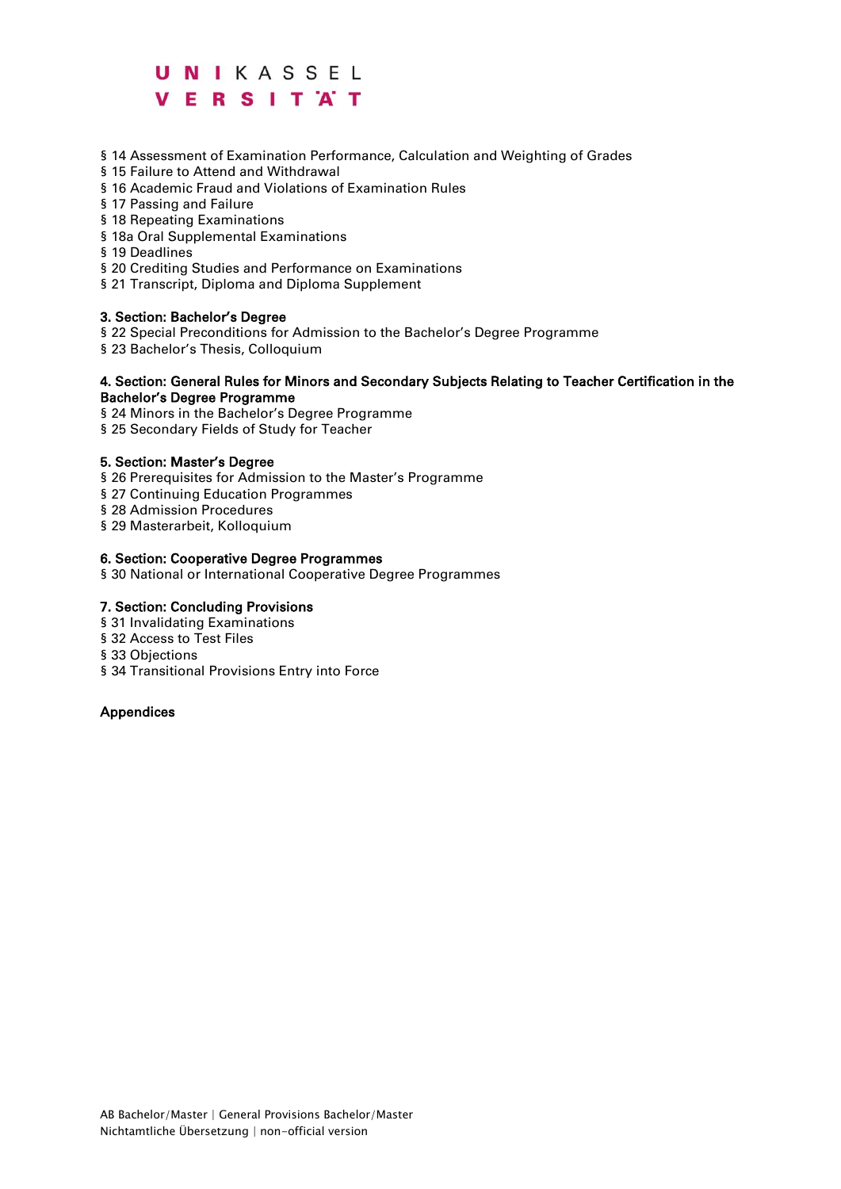§ 14 Assessment of Examination Performance, Calculation and Weighting of Grades
§ 15 Failure to Attend and Withdrawal
§ 16 Academic Fraud and Violations of Examination Rules
§ 17 Passing and Failure
§ 18 Repeating Examinations
§ 18a Oral Supplemental Examinations
§ 19 Deadlines
§ 20 Crediting Studies and Performance on Examinations
§ 21 Transcript, Diploma and Diploma Supplement

**3. Section: Bachelor's Degree**
§ 22 Special Preconditions for Admission to the Bachelor's Degree Programme
§ 23 Bachelor's Thesis, Colloquium

**4. Section: General Rules for Minors and Secondary Subjects Relating to Teacher Certification in the Bachelor's Degree Programme**
§ 24 Minors in the Bachelor's Degree Programme
§ 25 Secondary Fields of Study for Teacher

**5. Section: Master's Degree**
§ 26 Prerequisites for Admission to the Master's Programme
§ 27 Continuing Education Programmes
§ 28 Admission Procedures
§ 29 Masterarbeit, Kolloquium

**6. Section: Cooperative Degree Programmes**
§ 30 National or International Cooperative Degree Programmes

**7. Section: Concluding Provisions**
§ 31 Invalidating Examinations
§ 32 Access to Test Files
§ 33 Objections
§ 34 Transitional Provisions Entry into Force

**Appendices**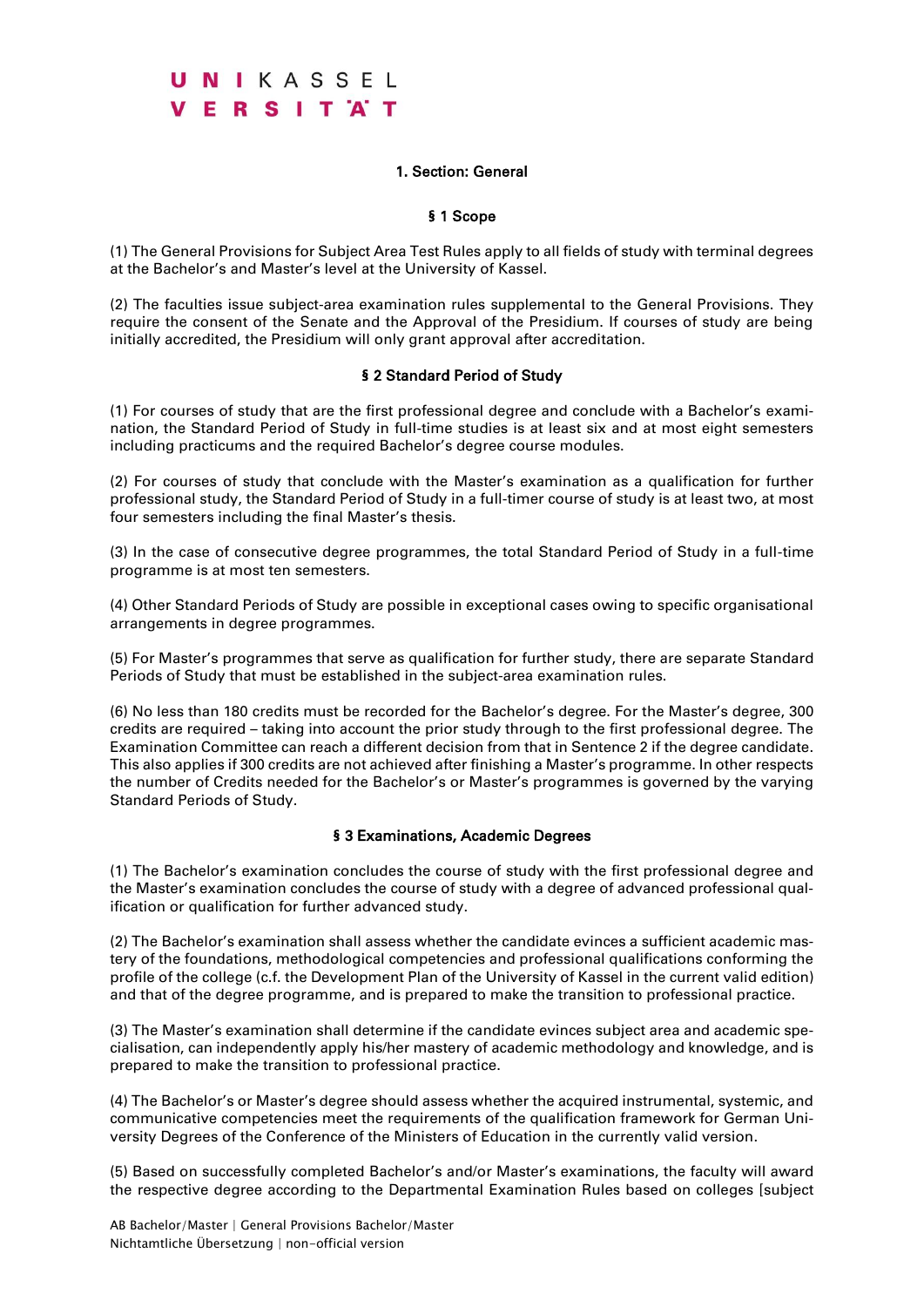## 1. Section: General

### § 1 Scope

(1) The General Provisions for Subject Area Test Rules apply to all fields of study with terminal degrees at the Bachelor's and Master's level at the University of Kassel.

(2) The faculties issue subject-area examination rules supplemental to the General Provisions. They require the consent of the Senate and the Approval of the Presidium. If courses of study are being initially accredited, the Presidium will only grant approval after accreditation.

### § 2 Standard Period of Study

(1) For courses of study that are the first professional degree and conclude with a Bachelor's examination, the Standard Period of Study in full-time studies is at least six and at most eight semesters including practicums and the required Bachelor's degree course modules.

(2) For courses of study that conclude with the Master's examination as a qualification for further professional study, the Standard Period of Study in a full-timer course of study is at least two, at most four semesters including the final Master's thesis.

(3) In the case of consecutive degree programmes, the total Standard Period of Study in a full-time programme is at most ten semesters.

(4) Other Standard Periods of Study are possible in exceptional cases owing to specific organisational arrangements in degree programmes.

(5) For Master's programmes that serve as qualification for further study, there are separate Standard Periods of Study that must be established in the subject-area examination rules.

(6) No less than 180 credits must be recorded for the Bachelor's degree. For the Master's degree, 300 credits are required – taking into account the prior study through to the first professional degree. The Examination Committee can reach a different decision from that in Sentence 2 if the degree candidate. This also applies if 300 credits are not achieved after finishing a Master's programme. In other respects the number of Credits needed for the Bachelor's or Master's programmes is governed by the varying Standard Periods of Study.

### § 3 Examinations, Academic Degrees

(1) The Bachelor's examination concludes the course of study with the first professional degree and the Master's examination concludes the course of study with a degree of advanced professional qualification or qualification for further advanced study.

(2) The Bachelor's examination shall assess whether the candidate evinces a sufficient academic mastery of the foundations, methodological competencies and professional qualifications conforming the profile of the college (c.f. the Development Plan of the University of Kassel in the current valid edition) and that of the degree programme, and is prepared to make the transition to professional practice.

(3) The Master's examination shall determine if the candidate evinces subject area and academic specialisation, can independently apply his/her mastery of academic methodology and knowledge, and is prepared to make the transition to professional practice.

(4) The Bachelor's or Master's degree should assess whether the acquired instrumental, systemic, and communicative competencies meet the requirements of the qualification framework for German University Degrees of the Conference of the Ministers of Education in the currently valid version.

(5) Based on successfully completed Bachelor's and/or Master's examinations, the faculty will award the respective degree according to the Departmental Examination Rules based on colleges [subject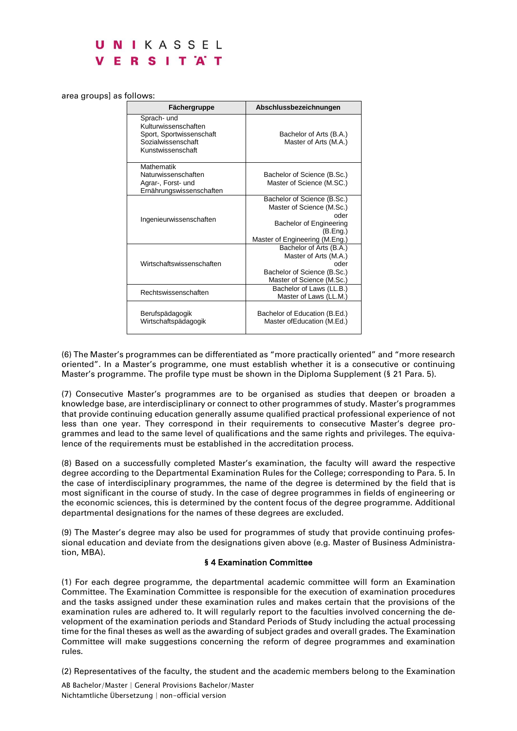area groups] as follows:

| Fächergruppe | Abschlussbezeichnungen |
|---|---|
| Sprach- und Kulturwissenschaften<br>Sport, Sportwissenschaft<br>Sozialwissenschaft<br>Kunstwissenschaft | Bachelor of Arts (B.A.)<br>Master of Arts (M.A.) |
| Mathematik<br>Naturwissenschaften<br>Agrar-, Forst- und Ernährungswissenschaften | Bachelor of Science (B.Sc.)<br>Master of Science (M.SC.) |
| Ingenieurwissenschaften | Bachelor of Science (B.Sc.)<br>Master of Science (M.Sc.)<br>oder<br>Bachelor of Engineering (B.Eng.)<br>Master of Engineering (M.Eng.) |
| Wirtschaftswissenschaften | Bachelor of Arts (B.A.)<br>Master of Arts (M.A.)<br>oder<br>Bachelor of Science (B.Sc.)<br>Master of Science (M.Sc.) |
| Rechtswissenschaften | Bachelor of Laws (LL.B.)<br>Master of Laws (LL.M.) |
| Berufspädagogik<br>Wirtschaftspädagogik | Bachelor of Education (B.Ed.)<br>Master ofEducation (M.Ed.) |

(6) The Master's programmes can be differentiated as "more practically oriented" and "more research oriented". In a Master's programme, one must establish whether it is a consecutive or continuing Master's programme. The profile type must be shown in the Diploma Supplement (§ 21 Para. 5).

(7) Consecutive Master's programmes are to be organised as studies that deepen or broaden a knowledge base, are interdisciplinary or connect to other programmes of study. Master's programmes that provide continuing education generally assume qualified practical professional experience of not less than one year. They correspond in their requirements to consecutive Master's degree programmes and lead to the same level of qualifications and the same rights and privileges. The equivalence of the requirements must be established in the accreditation process.

(8) Based on a successfully completed Master's examination, the faculty will award the respective degree according to the Departmental Examination Rules for the College; corresponding to Para. 5. In the case of interdisciplinary programmes, the name of the degree is determined by the field that is most significant in the course of study. In the case of degree programmes in fields of engineering or the economic sciences, this is determined by the content focus of the degree programme. Additional departmental designations for the names of these degrees are excluded.

(9) The Master's degree may also be used for programmes of study that provide continuing professional education and deviate from the designations given above (e.g. Master of Business Administration, MBA).

## § 4 Examination Committee

(1) For each degree programme, the departmental academic committee will form an Examination Committee. The Examination Committee is responsible for the execution of examination procedures and the tasks assigned under these examination rules and makes certain that the provisions of the examination rules are adhered to. It will regularly report to the faculties involved concerning the development of the examination periods and Standard Periods of Study including the actual processing time for the final theses as well as the awarding of subject grades and overall grades. The Examination Committee will make suggestions concerning the reform of degree programmes and examination rules.

(2) Representatives of the faculty, the student and the academic members belong to the Examination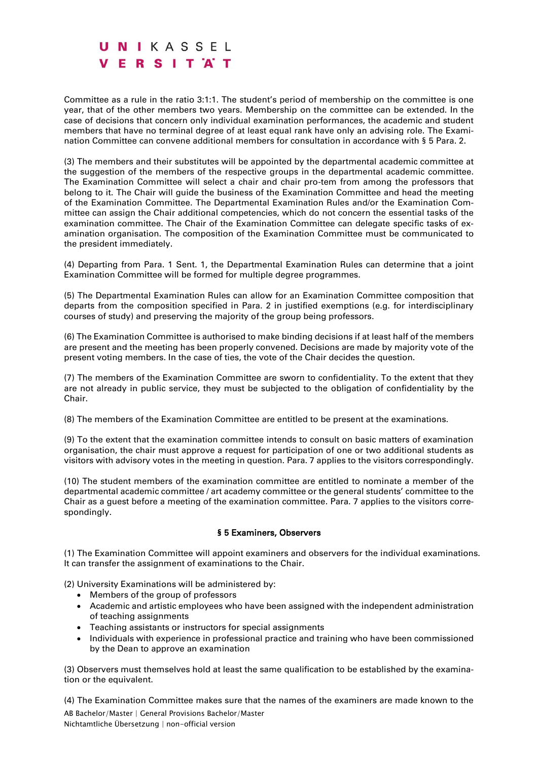Committee as a rule in the ratio 3:1:1. The student's period of membership on the committee is one year, that of the other members two years. Membership on the committee can be extended. In the case of decisions that concern only individual examination performances, the academic and student members that have no terminal degree of at least equal rank have only an advising role. The Examination Committee can convene additional members for consultation in accordance with § 5 Para. 2.

(3) The members and their substitutes will be appointed by the departmental academic committee at the suggestion of the members of the respective groups in the departmental academic committee. The Examination Committee will select a chair and chair pro-tem from among the professors that belong to it. The Chair will guide the business of the Examination Committee and head the meeting of the Examination Committee. The Departmental Examination Rules and/or the Examination Committee can assign the Chair additional competencies, which do not concern the essential tasks of the examination committee. The Chair of the Examination Committee can delegate specific tasks of examination organisation. The composition of the Examination Committee must be communicated to the president immediately.

(4) Departing from Para. 1 Sent. 1, the Departmental Examination Rules can determine that a joint Examination Committee will be formed for multiple degree programmes.

(5) The Departmental Examination Rules can allow for an Examination Committee composition that departs from the composition specified in Para. 2 in justified exemptions (e.g. for interdisciplinary courses of study) and preserving the majority of the group being professors.

(6) The Examination Committee is authorised to make binding decisions if at least half of the members are present and the meeting has been properly convened. Decisions are made by majority vote of the present voting members. In the case of ties, the vote of the Chair decides the question.

(7) The members of the Examination Committee are sworn to confidentiality. To the extent that they are not already in public service, they must be subjected to the obligation of confidentiality by the Chair.

(8) The members of the Examination Committee are entitled to be present at the examinations.

(9) To the extent that the examination committee intends to consult on basic matters of examination organisation, the chair must approve a request for participation of one or two additional students as visitors with advisory votes in the meeting in question. Para. 7 applies to the visitors correspondingly.

(10) The student members of the examination committee are entitled to nominate a member of the departmental academic committee / art academy committee or the general students' committee to the Chair as a guest before a meeting of the examination committee. Para. 7 applies to the visitors correspondingly.

### § 5 Examiners, Observers

(1) The Examination Committee will appoint examiners and observers for the individual examinations. It can transfer the assignment of examinations to the Chair.

(2) University Examinations will be administered by:

- Members of the group of professors
- Academic and artistic employees who have been assigned with the independent administration of teaching assignments
- Teaching assistants or instructors for special assignments
- Individuals with experience in professional practice and training who have been commissioned by the Dean to approve an examination

(3) Observers must themselves hold at least the same qualification to be established by the examination or the equivalent.

(4) The Examination Committee makes sure that the names of the examiners are made known to the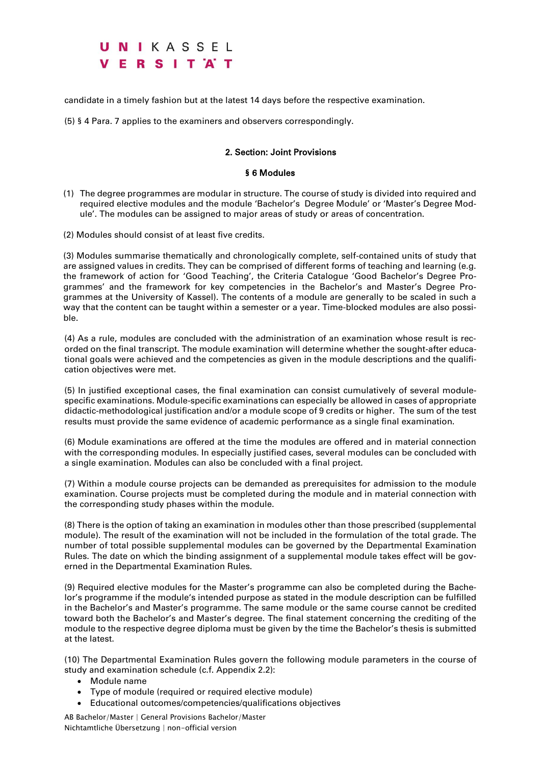candidate in a timely fashion but at the latest 14 days before the respective examination.

(5) § 4 Para. 7 applies to the examiners and observers correspondingly.

## 2. Section: Joint Provisions

### § 6 Modules

(1) The degree programmes are modular in structure. The course of study is divided into required and required elective modules and the module 'Bachelor's Degree Module' or 'Master's Degree Module'. The modules can be assigned to major areas of study or areas of concentration.

(2) Modules should consist of at least five credits.

(3) Modules summarise thematically and chronologically complete, self-contained units of study that are assigned values in credits. They can be comprised of different forms of teaching and learning (e.g. the framework of action for 'Good Teaching', the Criteria Catalogue 'Good Bachelor's Degree Programmes' and the framework for key competencies in the Bachelor's and Master's Degree Programmes at the University of Kassel). The contents of a module are generally to be scaled in such a way that the content can be taught within a semester or a year. Time-blocked modules are also possible.

(4) As a rule, modules are concluded with the administration of an examination whose result is recorded on the final transcript. The module examination will determine whether the sought-after educational goals were achieved and the competencies as given in the module descriptions and the qualification objectives were met.

(5) In justified exceptional cases, the final examination can consist cumulatively of several module-specific examinations. Module-specific examinations can especially be allowed in cases of appropriate didactic-methodological justification and/or a module scope of 9 credits or higher. The sum of the test results must provide the same evidence of academic performance as a single final examination.

(6) Module examinations are offered at the time the modules are offered and in material connection with the corresponding modules. In especially justified cases, several modules can be concluded with a single examination. Modules can also be concluded with a final project.

(7) Within a module course projects can be demanded as prerequisites for admission to the module examination. Course projects must be completed during the module and in material connection with the corresponding study phases within the module.

(8) There is the option of taking an examination in modules other than those prescribed (supplemental module). The result of the examination will not be included in the formulation of the total grade. The number of total possible supplemental modules can be governed by the Departmental Examination Rules. The date on which the binding assignment of a supplemental module takes effect will be governed in the Departmental Examination Rules.

(9) Required elective modules for the Master's programme can also be completed during the Bachelor's programme if the module's intended purpose as stated in the module description can be fulfilled in the Bachelor's and Master's programme. The same module or the same course cannot be credited toward both the Bachelor's and Master's degree. The final statement concerning the crediting of the module to the respective degree diploma must be given by the time the Bachelor's thesis is submitted at the latest.

(10) The Departmental Examination Rules govern the following module parameters in the course of study and examination schedule (c.f. Appendix 2.2):

- Module name
- Type of module (required or required elective module)
- Educational outcomes/competencies/qualifications objectives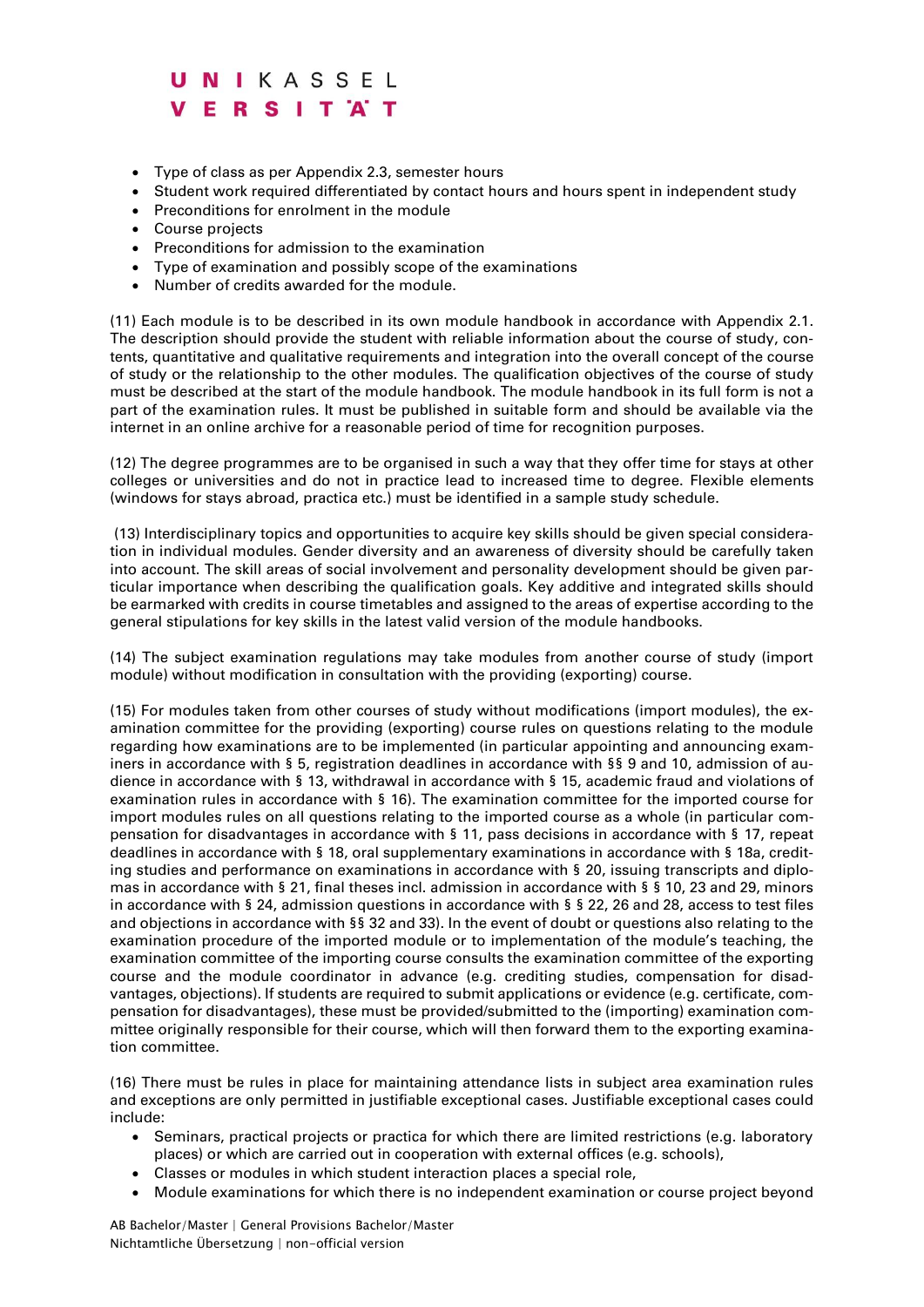- Type of class as per Appendix 2.3, semester hours
- Student work required differentiated by contact hours and hours spent in independent study
- Preconditions for enrolment in the module
- Course projects
- Preconditions for admission to the examination
- Type of examination and possibly scope of the examinations
- Number of credits awarded for the module.

(11) Each module is to be described in its own module handbook in accordance with Appendix 2.1. The description should provide the student with reliable information about the course of study, contents, quantitative and qualitative requirements and integration into the overall concept of the course of study or the relationship to the other modules. The qualification objectives of the course of study must be described at the start of the module handbook. The module handbook in its full form is not a part of the examination rules. It must be published in suitable form and should be available via the internet in an online archive for a reasonable period of time for recognition purposes.

(12) The degree programmes are to be organised in such a way that they offer time for stays at other colleges or universities and do not in practice lead to increased time to degree. Flexible elements (windows for stays abroad, practica etc.) must be identified in a sample study schedule.

(13) Interdisciplinary topics and opportunities to acquire key skills should be given special consideration in individual modules. Gender diversity and an awareness of diversity should be carefully taken into account. The skill areas of social involvement and personality development should be given particular importance when describing the qualification goals. Key additive and integrated skills should be earmarked with credits in course timetables and assigned to the areas of expertise according to the general stipulations for key skills in the latest valid version of the module handbooks.

(14) The subject examination regulations may take modules from another course of study (import module) without modification in consultation with the providing (exporting) course.

(15) For modules taken from other courses of study without modifications (import modules), the examination committee for the providing (exporting) course rules on questions relating to the module regarding how examinations are to be implemented (in particular appointing and announcing examiners in accordance with § 5, registration deadlines in accordance with §§ 9 and 10, admission of audience in accordance with § 13, withdrawal in accordance with § 15, academic fraud and violations of examination rules in accordance with § 16). The examination committee for the imported course for import modules rules on all questions relating to the imported course as a whole (in particular compensation for disadvantages in accordance with § 11, pass decisions in accordance with § 17, repeat deadlines in accordance with § 18, oral supplementary examinations in accordance with § 18a, crediting studies and performance on examinations in accordance with § 20, issuing transcripts and diplomas in accordance with § 21, final theses incl. admission in accordance with § § 10, 23 and 29, minors in accordance with § 24, admission questions in accordance with § § 22, 26 and 28, access to test files and objections in accordance with §§ 32 and 33). In the event of doubt or questions also relating to the examination procedure of the imported module or to implementation of the module's teaching, the examination committee of the importing course consults the examination committee of the exporting course and the module coordinator in advance (e.g. crediting studies, compensation for disadvantages, objections). If students are required to submit applications or evidence (e.g. certificate, compensation for disadvantages), these must be provided/submitted to the (importing) examination committee originally responsible for their course, which will then forward them to the exporting examination committee.

(16) There must be rules in place for maintaining attendance lists in subject area examination rules and exceptions are only permitted in justifiable exceptional cases. Justifiable exceptional cases could include:

- Seminars, practical projects or practica for which there are limited restrictions (e.g. laboratory places) or which are carried out in cooperation with external offices (e.g. schools),
- Classes or modules in which student interaction places a special role,
- Module examinations for which there is no independent examination or course project beyond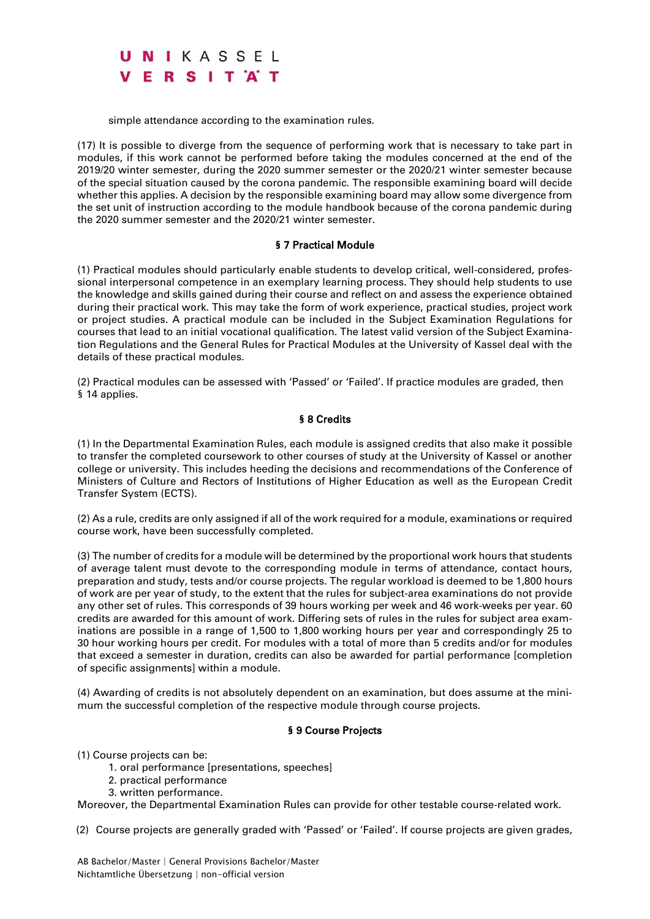simple attendance according to the examination rules.

(17) It is possible to diverge from the sequence of performing work that is necessary to take part in modules, if this work cannot be performed before taking the modules concerned at the end of the 2019/20 winter semester, during the 2020 summer semester or the 2020/21 winter semester because of the special situation caused by the corona pandemic. The responsible examining board will decide whether this applies. A decision by the responsible examining board may allow some divergence from the set unit of instruction according to the module handbook because of the corona pandemic during the 2020 summer semester and the 2020/21 winter semester.

## § 7 Practical Module

(1) Practical modules should particularly enable students to develop critical, well-considered, professional interpersonal competence in an exemplary learning process. They should help students to use the knowledge and skills gained during their course and reflect on and assess the experience obtained during their practical work. This may take the form of work experience, practical studies, project work or project studies. A practical module can be included in the Subject Examination Regulations for courses that lead to an initial vocational qualification. The latest valid version of the Subject Examination Regulations and the General Rules for Practical Modules at the University of Kassel deal with the details of these practical modules.

(2) Practical modules can be assessed with 'Passed' or 'Failed'. If practice modules are graded, then § 14 applies.

## § 8 Credits

(1) In the Departmental Examination Rules, each module is assigned credits that also make it possible to transfer the completed coursework to other courses of study at the University of Kassel or another college or university. This includes heeding the decisions and recommendations of the Conference of Ministers of Culture and Rectors of Institutions of Higher Education as well as the European Credit Transfer System (ECTS).

(2) As a rule, credits are only assigned if all of the work required for a module, examinations or required course work, have been successfully completed.

(3) The number of credits for a module will be determined by the proportional work hours that students of average talent must devote to the corresponding module in terms of attendance, contact hours, preparation and study, tests and/or course projects. The regular workload is deemed to be 1,800 hours of work are per year of study, to the extent that the rules for subject-area examinations do not provide any other set of rules. This corresponds of 39 hours working per week and 46 work-weeks per year. 60 credits are awarded for this amount of work. Differing sets of rules in the rules for subject area examinations are possible in a range of 1,500 to 1,800 working hours per year and correspondingly 25 to 30 hour working hours per credit. For modules with a total of more than 5 credits and/or for modules that exceed a semester in duration, credits can also be awarded for partial performance [completion of specific assignments] within a module.

(4) Awarding of credits is not absolutely dependent on an examination, but does assume at the minimum the successful completion of the respective module through course projects.

## § 9 Course Projects

(1) Course projects can be:

1. oral performance [presentations, speeches]
2. practical performance
3. written performance.

Moreover, the Departmental Examination Rules can provide for other testable course-related work.

(2) Course projects are generally graded with 'Passed' or 'Failed'. If course projects are given grades,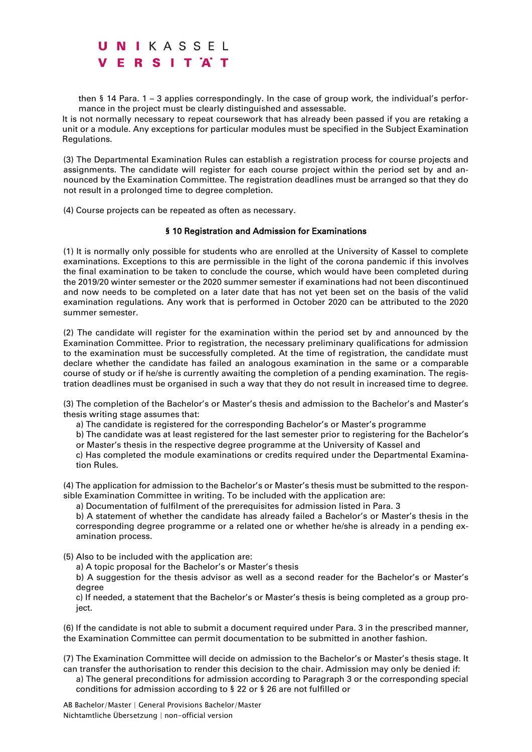then § 14 Para. 1 – 3 applies correspondingly. In the case of group work, the individual's performance in the project must be clearly distinguished and assessable.

It is not normally necessary to repeat coursework that has already been passed if you are retaking a unit or a module. Any exceptions for particular modules must be specified in the Subject Examination Regulations.

(3) The Departmental Examination Rules can establish a registration process for course projects and assignments. The candidate will register for each course project within the period set by and announced by the Examination Committee. The registration deadlines must be arranged so that they do not result in a prolonged time to degree completion.

(4) Course projects can be repeated as often as necessary.

### § 10 Registration and Admission for Examinations

(1) It is normally only possible for students who are enrolled at the University of Kassel to complete examinations. Exceptions to this are permissible in the light of the corona pandemic if this involves the final examination to be taken to conclude the course, which would have been completed during the 2019/20 winter semester or the 2020 summer semester if examinations had not been discontinued and now needs to be completed on a later date that has not yet been set on the basis of the valid examination regulations. Any work that is performed in October 2020 can be attributed to the 2020 summer semester.

(2) The candidate will register for the examination within the period set by and announced by the Examination Committee. Prior to registration, the necessary preliminary qualifications for admission to the examination must be successfully completed. At the time of registration, the candidate must declare whether the candidate has failed an analogous examination in the same or a comparable course of study or if he/she is currently awaiting the completion of a pending examination. The registration deadlines must be organised in such a way that they do not result in increased time to degree.

(3) The completion of the Bachelor's or Master's thesis and admission to the Bachelor's and Master's thesis writing stage assumes that:

a) The candidate is registered for the corresponding Bachelor's or Master's programme

b) The candidate was at least registered for the last semester prior to registering for the Bachelor's or Master's thesis in the respective degree programme at the University of Kassel and

c) Has completed the module examinations or credits required under the Departmental Examination Rules.

(4) The application for admission to the Bachelor's or Master's thesis must be submitted to the responsible Examination Committee in writing. To be included with the application are:

a) Documentation of fulfilment of the prerequisites for admission listed in Para. 3

b) A statement of whether the candidate has already failed a Bachelor's or Master's thesis in the corresponding degree programme or a related one or whether he/she is already in a pending examination process.

(5) Also to be included with the application are:

a) A topic proposal for the Bachelor's or Master's thesis

b) A suggestion for the thesis advisor as well as a second reader for the Bachelor's or Master's degree

c) If needed, a statement that the Bachelor's or Master's thesis is being completed as a group project.

(6) If the candidate is not able to submit a document required under Para. 3 in the prescribed manner, the Examination Committee can permit documentation to be submitted in another fashion.

(7) The Examination Committee will decide on admission to the Bachelor's or Master's thesis stage. It can transfer the authorisation to render this decision to the chair. Admission may only be denied if:

a) The general preconditions for admission according to Paragraph 3 or the corresponding special conditions for admission according to § 22 or § 26 are not fulfilled or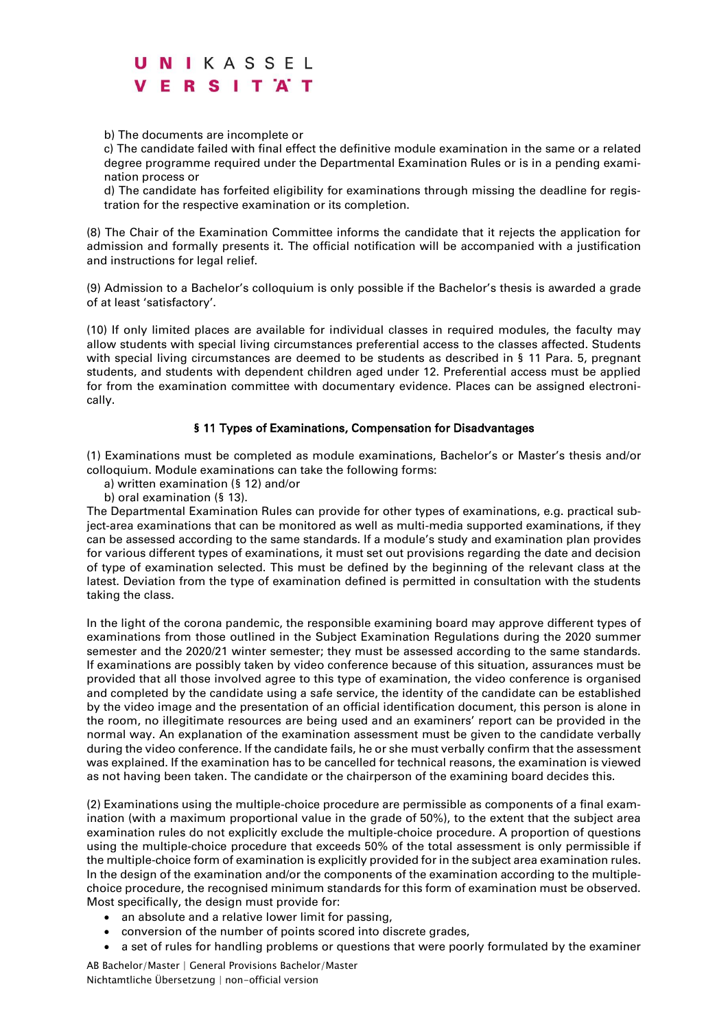b) The documents are incomplete or

c) The candidate failed with final effect the definitive module examination in the same or a related degree programme required under the Departmental Examination Rules or is in a pending examination process or

d) The candidate has forfeited eligibility for examinations through missing the deadline for registration for the respective examination or its completion.

(8) The Chair of the Examination Committee informs the candidate that it rejects the application for admission and formally presents it. The official notification will be accompanied with a justification and instructions for legal relief.

(9) Admission to a Bachelor's colloquium is only possible if the Bachelor's thesis is awarded a grade of at least 'satisfactory'.

(10) If only limited places are available for individual classes in required modules, the faculty may allow students with special living circumstances preferential access to the classes affected. Students with special living circumstances are deemed to be students as described in § 11 Para. 5, pregnant students, and students with dependent children aged under 12. Preferential access must be applied for from the examination committee with documentary evidence. Places can be assigned electronically.

### § 11 Types of Examinations, Compensation for Disadvantages

(1) Examinations must be completed as module examinations, Bachelor's or Master's thesis and/or colloquium. Module examinations can take the following forms:

a) written examination (§ 12) and/or

b) oral examination (§ 13).

The Departmental Examination Rules can provide for other types of examinations, e.g. practical subject-area examinations that can be monitored as well as multi-media supported examinations, if they can be assessed according to the same standards. If a module's study and examination plan provides for various different types of examinations, it must set out provisions regarding the date and decision of type of examination selected. This must be defined by the beginning of the relevant class at the latest. Deviation from the type of examination defined is permitted in consultation with the students taking the class.

In the light of the corona pandemic, the responsible examining board may approve different types of examinations from those outlined in the Subject Examination Regulations during the 2020 summer semester and the 2020/21 winter semester; they must be assessed according to the same standards. If examinations are possibly taken by video conference because of this situation, assurances must be provided that all those involved agree to this type of examination, the video conference is organised and completed by the candidate using a safe service, the identity of the candidate can be established by the video image and the presentation of an official identification document, this person is alone in the room, no illegitimate resources are being used and an examiners' report can be provided in the normal way. An explanation of the examination assessment must be given to the candidate verbally during the video conference. If the candidate fails, he or she must verbally confirm that the assessment was explained. If the examination has to be cancelled for technical reasons, the examination is viewed as not having been taken. The candidate or the chairperson of the examining board decides this.

(2) Examinations using the multiple-choice procedure are permissible as components of a final examination (with a maximum proportional value in the grade of 50%), to the extent that the subject area examination rules do not explicitly exclude the multiple-choice procedure. A proportion of questions using the multiple-choice procedure that exceeds 50% of the total assessment is only permissible if the multiple-choice form of examination is explicitly provided for in the subject area examination rules. In the design of the examination and/or the components of the examination according to the multiple-choice procedure, the recognised minimum standards for this form of examination must be observed. Most specifically, the design must provide for:

- an absolute and a relative lower limit for passing,
- conversion of the number of points scored into discrete grades,
- a set of rules for handling problems or questions that were poorly formulated by the examiner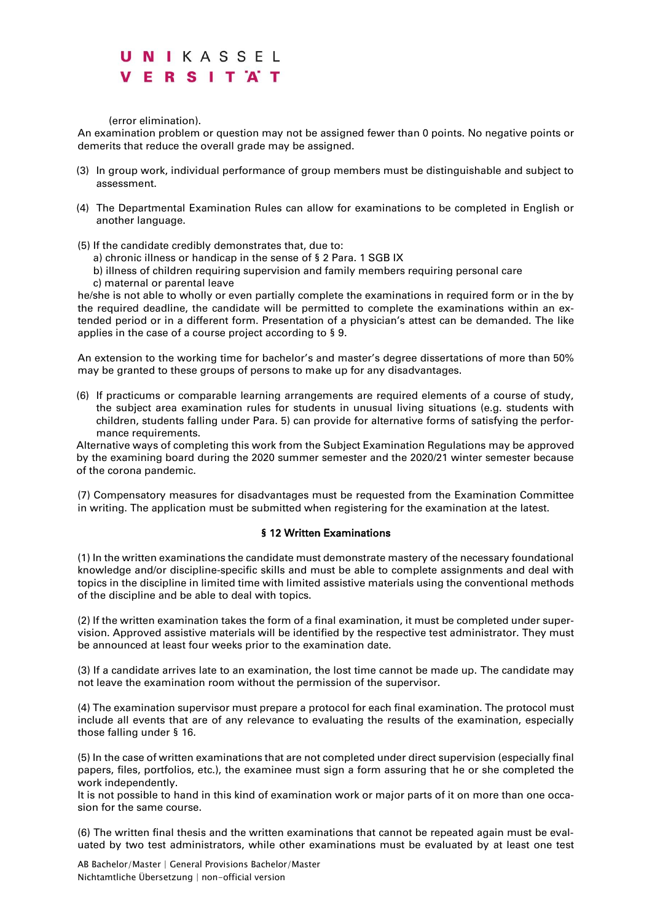(error elimination).

An examination problem or question may not be assigned fewer than 0 points. No negative points or demerits that reduce the overall grade may be assigned.

(3) In group work, individual performance of group members must be distinguishable and subject to assessment.

(4) The Departmental Examination Rules can allow for examinations to be completed in English or another language.

(5) If the candidate credibly demonstrates that, due to:
  a) chronic illness or handicap in the sense of § 2 Para. 1 SGB IX
  b) illness of children requiring supervision and family members requiring personal care
  c) maternal or parental leave

he/she is not able to wholly or even partially complete the examinations in required form or in the by the required deadline, the candidate will be permitted to complete the examinations within an extended period or in a different form. Presentation of a physician's attest can be demanded. The like applies in the case of a course project according to § 9.

An extension to the working time for bachelor's and master's degree dissertations of more than 50% may be granted to these groups of persons to make up for any disadvantages.

(6) If practicums or comparable learning arrangements are required elements of a course of study, the subject area examination rules for students in unusual living situations (e.g. students with children, students falling under Para. 5) can provide for alternative forms of satisfying the performance requirements.

Alternative ways of completing this work from the Subject Examination Regulations may be approved by the examining board during the 2020 summer semester and the 2020/21 winter semester because of the corona pandemic.

(7) Compensatory measures for disadvantages must be requested from the Examination Committee in writing. The application must be submitted when registering for the examination at the latest.

## § 12 Written Examinations

(1) In the written examinations the candidate must demonstrate mastery of the necessary foundational knowledge and/or discipline-specific skills and must be able to complete assignments and deal with topics in the discipline in limited time with limited assistive materials using the conventional methods of the discipline and be able to deal with topics.

(2) If the written examination takes the form of a final examination, it must be completed under supervision. Approved assistive materials will be identified by the respective test administrator. They must be announced at least four weeks prior to the examination date.

(3) If a candidate arrives late to an examination, the lost time cannot be made up. The candidate may not leave the examination room without the permission of the supervisor.

(4) The examination supervisor must prepare a protocol for each final examination. The protocol must include all events that are of any relevance to evaluating the results of the examination, especially those falling under § 16.

(5) In the case of written examinations that are not completed under direct supervision (especially final papers, files, portfolios, etc.), the examinee must sign a form assuring that he or she completed the work independently.

It is not possible to hand in this kind of examination work or major parts of it on more than one occasion for the same course.

(6) The written final thesis and the written examinations that cannot be repeated again must be evaluated by two test administrators, while other examinations must be evaluated by at least one test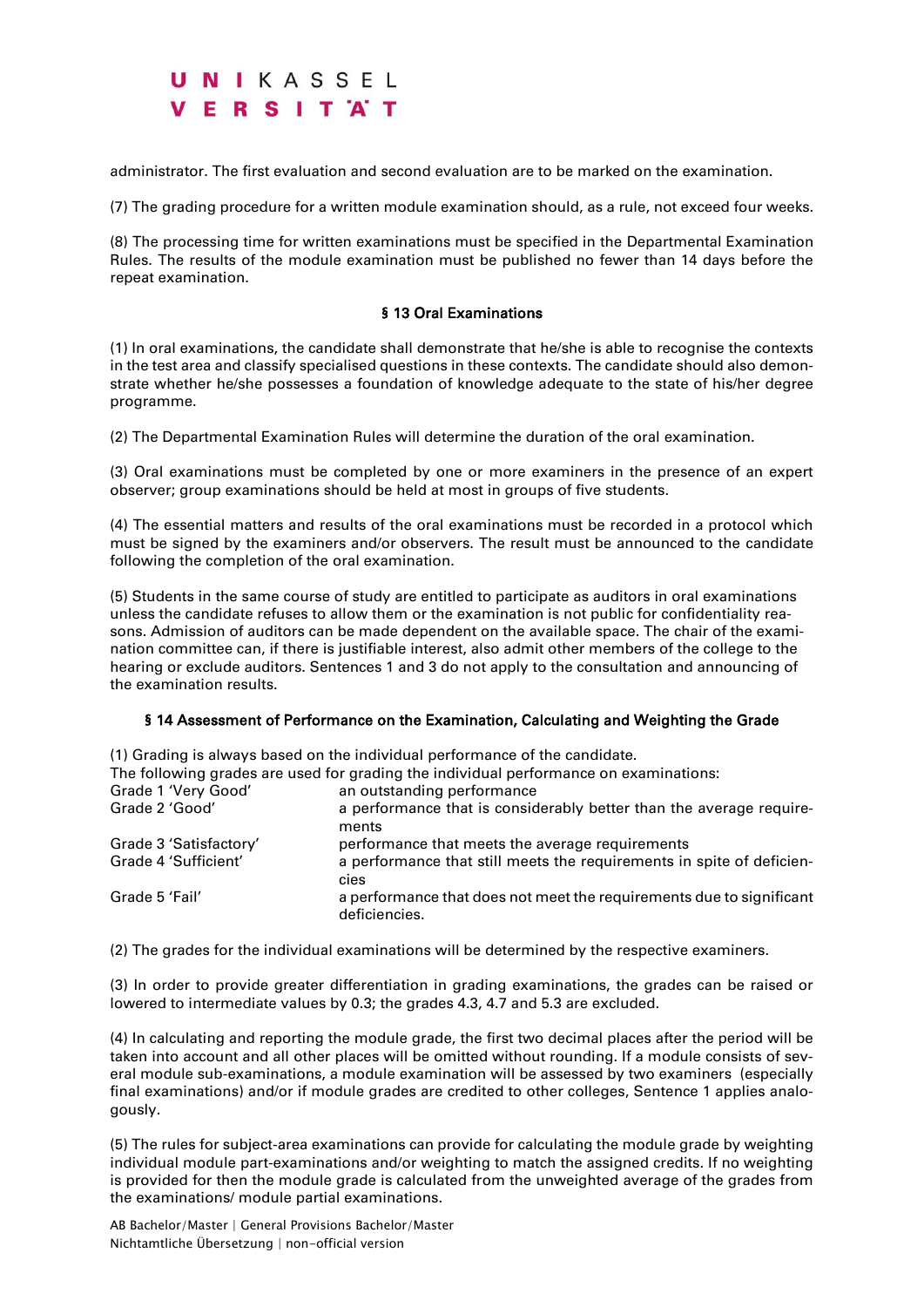administrator. The first evaluation and second evaluation are to be marked on the examination.

(7) The grading procedure for a written module examination should, as a rule, not exceed four weeks.

(8) The processing time for written examinations must be specified in the Departmental Examination Rules. The results of the module examination must be published no fewer than 14 days before the repeat examination.

### § 13 Oral Examinations

(1) In oral examinations, the candidate shall demonstrate that he/she is able to recognise the contexts in the test area and classify specialised questions in these contexts. The candidate should also demonstrate whether he/she possesses a foundation of knowledge adequate to the state of his/her degree programme.

(2) The Departmental Examination Rules will determine the duration of the oral examination.

(3) Oral examinations must be completed by one or more examiners in the presence of an expert observer; group examinations should be held at most in groups of five students.

(4) The essential matters and results of the oral examinations must be recorded in a protocol which must be signed by the examiners and/or observers. The result must be announced to the candidate following the completion of the oral examination.

(5) Students in the same course of study are entitled to participate as auditors in oral examinations unless the candidate refuses to allow them or the examination is not public for confidentiality reasons. Admission of auditors can be made dependent on the available space. The chair of the examination committee can, if there is justifiable interest, also admit other members of the college to the hearing or exclude auditors. Sentences 1 and 3 do not apply to the consultation and announcing of the examination results.

### § 14 Assessment of Performance on the Examination, Calculating and Weighting the Grade

(1) Grading is always based on the individual performance of the candidate.
The following grades are used for grading the individual performance on examinations:

| | |
|---|---|
| Grade 1 'Very Good' | an outstanding performance |
| Grade 2 'Good' | a performance that is considerably better than the average requirements |
| Grade 3 'Satisfactory' | performance that meets the average requirements |
| Grade 4 'Sufficient' | a performance that still meets the requirements in spite of deficiencies |
| Grade 5 'Fail' | a performance that does not meet the requirements due to significant deficiencies. |

(2) The grades for the individual examinations will be determined by the respective examiners.

(3) In order to provide greater differentiation in grading examinations, the grades can be raised or lowered to intermediate values by 0.3; the grades 4.3, 4.7 and 5.3 are excluded.

(4) In calculating and reporting the module grade, the first two decimal places after the period will be taken into account and all other places will be omitted without rounding. If a module consists of several module sub-examinations, a module examination will be assessed by two examiners (especially final examinations) and/or if module grades are credited to other colleges, Sentence 1 applies analogously.

(5) The rules for subject-area examinations can provide for calculating the module grade by weighting individual module part-examinations and/or weighting to match the assigned credits. If no weighting is provided for then the module grade is calculated from the unweighted average of the grades from the examinations/ module partial examinations.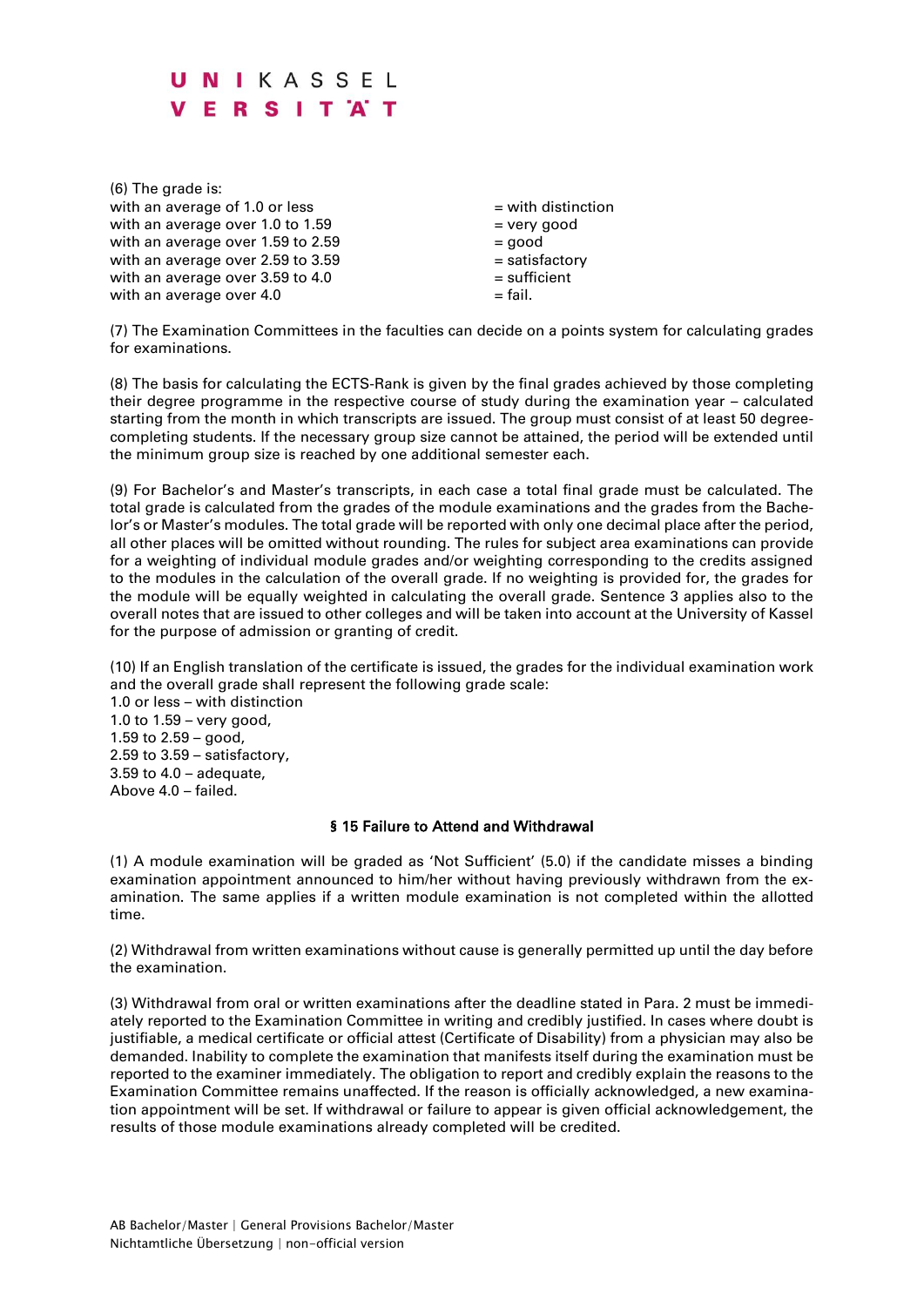(6) The grade is:

| | |
|---|---|
| with an average of 1.0 or less | = with distinction |
| with an average over 1.0 to 1.59 | = very good |
| with an average over 1.59 to 2.59 | = good |
| with an average over 2.59 to 3.59 | = satisfactory |
| with an average over 3.59 to 4.0 | = sufficient |
| with an average over 4.0 | = fail. |

(7) The Examination Committees in the faculties can decide on a points system for calculating grades for examinations.

(8) The basis for calculating the ECTS-Rank is given by the final grades achieved by those completing their degree programme in the respective course of study during the examination year – calculated starting from the month in which transcripts are issued. The group must consist of at least 50 degree-completing students. If the necessary group size cannot be attained, the period will be extended until the minimum group size is reached by one additional semester each.

(9) For Bachelor's and Master's transcripts, in each case a total final grade must be calculated. The total grade is calculated from the grades of the module examinations and the grades from the Bachelor's or Master's modules. The total grade will be reported with only one decimal place after the period, all other places will be omitted without rounding. The rules for subject area examinations can provide for a weighting of individual module grades and/or weighting corresponding to the credits assigned to the modules in the calculation of the overall grade. If no weighting is provided for, the grades for the module will be equally weighted in calculating the overall grade. Sentence 3 applies also to the overall notes that are issued to other colleges and will be taken into account at the University of Kassel for the purpose of admission or granting of credit.

(10) If an English translation of the certificate is issued, the grades for the individual examination work and the overall grade shall represent the following grade scale:
1.0 or less – with distinction
1.0 to 1.59 – very good,
1.59 to 2.59 – good,
2.59 to 3.59 – satisfactory,
3.59 to 4.0 – adequate,
Above 4.0 – failed.

### § 15 Failure to Attend and Withdrawal

(1) A module examination will be graded as 'Not Sufficient' (5.0) if the candidate misses a binding examination appointment announced to him/her without having previously withdrawn from the examination. The same applies if a written module examination is not completed within the allotted time.

(2) Withdrawal from written examinations without cause is generally permitted up until the day before the examination.

(3) Withdrawal from oral or written examinations after the deadline stated in Para. 2 must be immediately reported to the Examination Committee in writing and credibly justified. In cases where doubt is justifiable, a medical certificate or official attest (Certificate of Disability) from a physician may also be demanded. Inability to complete the examination that manifests itself during the examination must be reported to the examiner immediately. The obligation to report and credibly explain the reasons to the Examination Committee remains unaffected. If the reason is officially acknowledged, a new examination appointment will be set. If withdrawal or failure to appear is given official acknowledgement, the results of those module examinations already completed will be credited.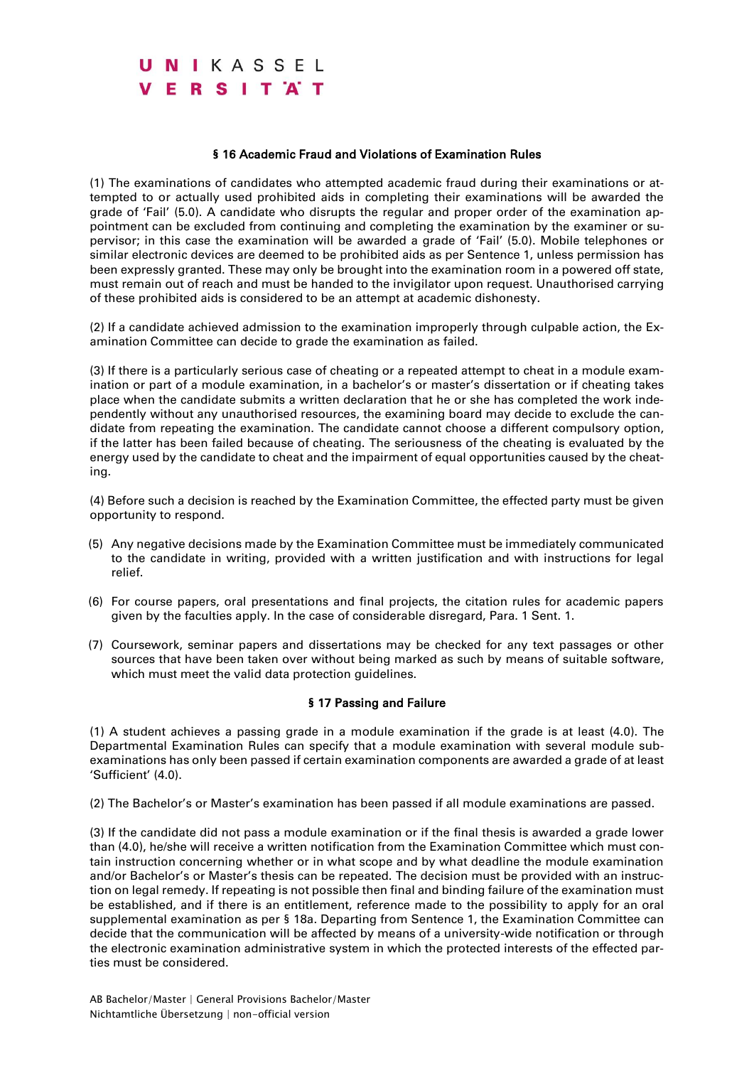## § 16 Academic Fraud and Violations of Examination Rules

(1) The examinations of candidates who attempted academic fraud during their examinations or attempted to or actually used prohibited aids in completing their examinations will be awarded the grade of 'Fail' (5.0). A candidate who disrupts the regular and proper order of the examination appointment can be excluded from continuing and completing the examination by the examiner or supervisor; in this case the examination will be awarded a grade of 'Fail' (5.0). Mobile telephones or similar electronic devices are deemed to be prohibited aids as per Sentence 1, unless permission has been expressly granted. These may only be brought into the examination room in a powered off state, must remain out of reach and must be handed to the invigilator upon request. Unauthorised carrying of these prohibited aids is considered to be an attempt at academic dishonesty.

(2) If a candidate achieved admission to the examination improperly through culpable action, the Examination Committee can decide to grade the examination as failed.

(3) If there is a particularly serious case of cheating or a repeated attempt to cheat in a module examination or part of a module examination, in a bachelor's or master's dissertation or if cheating takes place when the candidate submits a written declaration that he or she has completed the work independently without any unauthorised resources, the examining board may decide to exclude the candidate from repeating the examination. The candidate cannot choose a different compulsory option, if the latter has been failed because of cheating. The seriousness of the cheating is evaluated by the energy used by the candidate to cheat and the impairment of equal opportunities caused by the cheating.

(4) Before such a decision is reached by the Examination Committee, the effected party must be given opportunity to respond.

(5) Any negative decisions made by the Examination Committee must be immediately communicated to the candidate in writing, provided with a written justification and with instructions for legal relief.

(6) For course papers, oral presentations and final projects, the citation rules for academic papers given by the faculties apply. In the case of considerable disregard, Para. 1 Sent. 1.

(7) Coursework, seminar papers and dissertations may be checked for any text passages or other sources that have been taken over without being marked as such by means of suitable software, which must meet the valid data protection guidelines.

## § 17 Passing and Failure

(1) A student achieves a passing grade in a module examination if the grade is at least (4.0). The Departmental Examination Rules can specify that a module examination with several module sub-examinations has only been passed if certain examination components are awarded a grade of at least 'Sufficient' (4.0).

(2) The Bachelor's or Master's examination has been passed if all module examinations are passed.

(3) If the candidate did not pass a module examination or if the final thesis is awarded a grade lower than (4.0), he/she will receive a written notification from the Examination Committee which must contain instruction concerning whether or in what scope and by what deadline the module examination and/or Bachelor's or Master's thesis can be repeated. The decision must be provided with an instruction on legal remedy. If repeating is not possible then final and binding failure of the examination must be established, and if there is an entitlement, reference made to the possibility to apply for an oral supplemental examination as per § 18a. Departing from Sentence 1, the Examination Committee can decide that the communication will be affected by means of a university-wide notification or through the electronic examination administrative system in which the protected interests of the effected parties must be considered.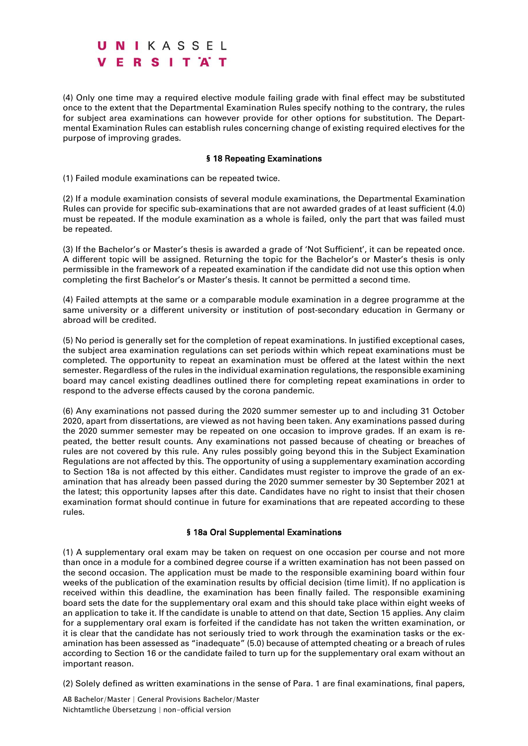(4) Only one time may a required elective module failing grade with final effect may be substituted once to the extent that the Departmental Examination Rules specify nothing to the contrary, the rules for subject area examinations can however provide for other options for substitution. The Departmental Examination Rules can establish rules concerning change of existing required electives for the purpose of improving grades.

### § 18 Repeating Examinations

(1) Failed module examinations can be repeated twice.

(2) If a module examination consists of several module examinations, the Departmental Examination Rules can provide for specific sub-examinations that are not awarded grades of at least sufficient (4.0) must be repeated. If the module examination as a whole is failed, only the part that was failed must be repeated.

(3) If the Bachelor's or Master's thesis is awarded a grade of 'Not Sufficient', it can be repeated once. A different topic will be assigned. Returning the topic for the Bachelor's or Master's thesis is only permissible in the framework of a repeated examination if the candidate did not use this option when completing the first Bachelor's or Master's thesis. It cannot be permitted a second time.

(4) Failed attempts at the same or a comparable module examination in a degree programme at the same university or a different university or institution of post-secondary education in Germany or abroad will be credited.

(5) No period is generally set for the completion of repeat examinations. In justified exceptional cases, the subject area examination regulations can set periods within which repeat examinations must be completed. The opportunity to repeat an examination must be offered at the latest within the next semester. Regardless of the rules in the individual examination regulations, the responsible examining board may cancel existing deadlines outlined there for completing repeat examinations in order to respond to the adverse effects caused by the corona pandemic.

(6) Any examinations not passed during the 2020 summer semester up to and including 31 October 2020, apart from dissertations, are viewed as not having been taken. Any examinations passed during the 2020 summer semester may be repeated on one occasion to improve grades. If an exam is repeated, the better result counts. Any examinations not passed because of cheating or breaches of rules are not covered by this rule. Any rules possibly going beyond this in the Subject Examination Regulations are not affected by this. The opportunity of using a supplementary examination according to Section 18a is not affected by this either. Candidates must register to improve the grade of an examination that has already been passed during the 2020 summer semester by 30 September 2021 at the latest; this opportunity lapses after this date. Candidates have no right to insist that their chosen examination format should continue in future for examinations that are repeated according to these rules.

### § 18a Oral Supplemental Examinations

(1) A supplementary oral exam may be taken on request on one occasion per course and not more than once in a module for a combined degree course if a written examination has not been passed on the second occasion. The application must be made to the responsible examining board within four weeks of the publication of the examination results by official decision (time limit). If no application is received within this deadline, the examination has been finally failed. The responsible examining board sets the date for the supplementary oral exam and this should take place within eight weeks of an application to take it. If the candidate is unable to attend on that date, Section 15 applies. Any claim for a supplementary oral exam is forfeited if the candidate has not taken the written examination, or it is clear that the candidate has not seriously tried to work through the examination tasks or the examination has been assessed as "inadequate" (5.0) because of attempted cheating or a breach of rules according to Section 16 or the candidate failed to turn up for the supplementary oral exam without an important reason.

(2) Solely defined as written examinations in the sense of Para. 1 are final examinations, final papers,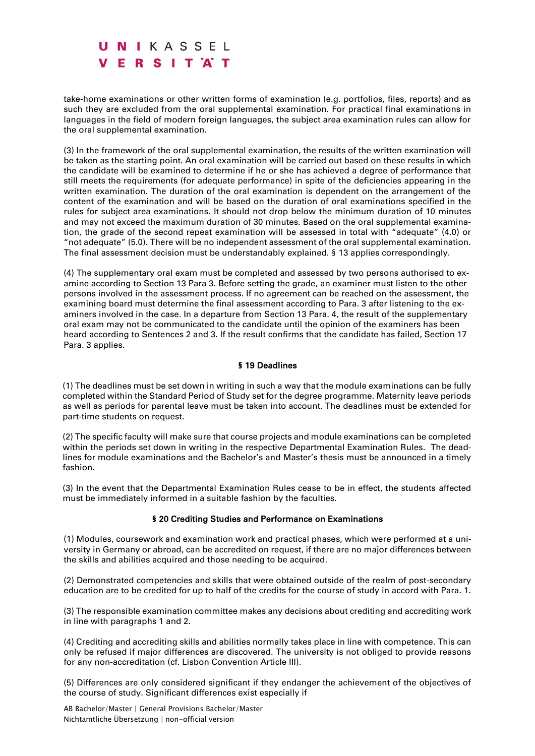take-home examinations or other written forms of examination (e.g. portfolios, files, reports) and as such they are excluded from the oral supplemental examination. For practical final examinations in languages in the field of modern foreign languages, the subject area examination rules can allow for the oral supplemental examination.

(3) In the framework of the oral supplemental examination, the results of the written examination will be taken as the starting point. An oral examination will be carried out based on these results in which the candidate will be examined to determine if he or she has achieved a degree of performance that still meets the requirements (for adequate performance) in spite of the deficiencies appearing in the written examination. The duration of the oral examination is dependent on the arrangement of the content of the examination and will be based on the duration of oral examinations specified in the rules for subject area examinations. It should not drop below the minimum duration of 10 minutes and may not exceed the maximum duration of 30 minutes. Based on the oral supplemental examination, the grade of the second repeat examination will be assessed in total with "adequate" (4.0) or "not adequate" (5.0). There will be no independent assessment of the oral supplemental examination. The final assessment decision must be understandably explained. § 13 applies correspondingly.

(4) The supplementary oral exam must be completed and assessed by two persons authorised to examine according to Section 13 Para 3. Before setting the grade, an examiner must listen to the other persons involved in the assessment process. If no agreement can be reached on the assessment, the examining board must determine the final assessment according to Para. 3 after listening to the examiners involved in the case. In a departure from Section 13 Para. 4, the result of the supplementary oral exam may not be communicated to the candidate until the opinion of the examiners has been heard according to Sentences 2 and 3. If the result confirms that the candidate has failed, Section 17 Para. 3 applies.

### § 19 Deadlines

(1) The deadlines must be set down in writing in such a way that the module examinations can be fully completed within the Standard Period of Study set for the degree programme. Maternity leave periods as well as periods for parental leave must be taken into account. The deadlines must be extended for part-time students on request.

(2) The specific faculty will make sure that course projects and module examinations can be completed within the periods set down in writing in the respective Departmental Examination Rules. The deadlines for module examinations and the Bachelor's and Master's thesis must be announced in a timely fashion.

(3) In the event that the Departmental Examination Rules cease to be in effect, the students affected must be immediately informed in a suitable fashion by the faculties.

### § 20 Crediting Studies and Performance on Examinations

(1) Modules, coursework and examination work and practical phases, which were performed at a university in Germany or abroad, can be accredited on request, if there are no major differences between the skills and abilities acquired and those needing to be acquired.

(2) Demonstrated competencies and skills that were obtained outside of the realm of post-secondary education are to be credited for up to half of the credits for the course of study in accord with Para. 1.

(3) The responsible examination committee makes any decisions about crediting and accrediting work in line with paragraphs 1 and 2.

(4) Crediting and accrediting skills and abilities normally takes place in line with competence. This can only be refused if major differences are discovered. The university is not obliged to provide reasons for any non-accreditation (cf. Lisbon Convention Article III).

(5) Differences are only considered significant if they endanger the achievement of the objectives of the course of study. Significant differences exist especially if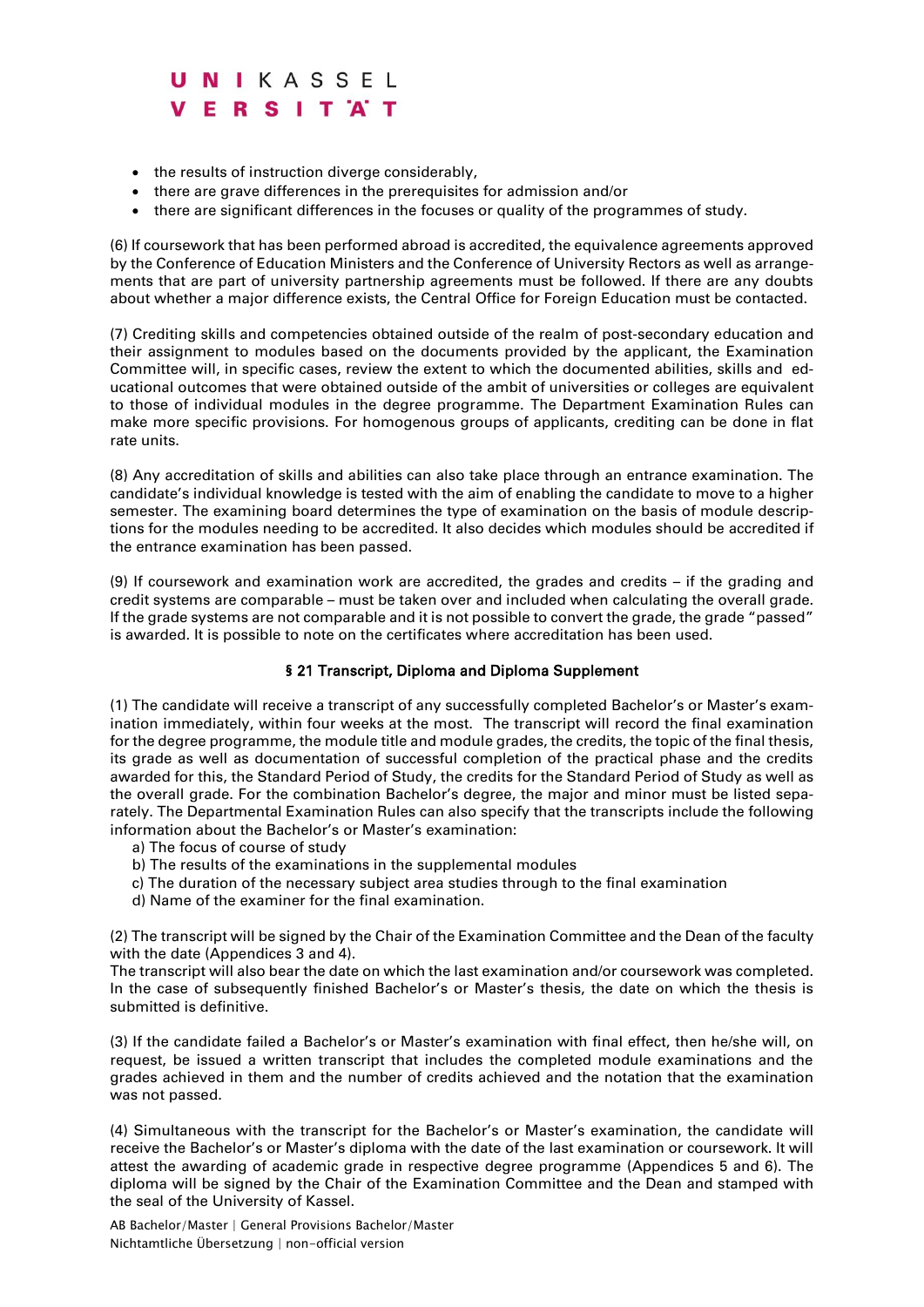- the results of instruction diverge considerably,
- there are grave differences in the prerequisites for admission and/or
- there are significant differences in the focuses or quality of the programmes of study.

(6) If coursework that has been performed abroad is accredited, the equivalence agreements approved by the Conference of Education Ministers and the Conference of University Rectors as well as arrangements that are part of university partnership agreements must be followed. If there are any doubts about whether a major difference exists, the Central Office for Foreign Education must be contacted.

(7) Crediting skills and competencies obtained outside of the realm of post-secondary education and their assignment to modules based on the documents provided by the applicant, the Examination Committee will, in specific cases, review the extent to which the documented abilities, skills and educational outcomes that were obtained outside of the ambit of universities or colleges are equivalent to those of individual modules in the degree programme. The Department Examination Rules can make more specific provisions. For homogenous groups of applicants, crediting can be done in flat rate units.

(8) Any accreditation of skills and abilities can also take place through an entrance examination. The candidate's individual knowledge is tested with the aim of enabling the candidate to move to a higher semester. The examining board determines the type of examination on the basis of module descriptions for the modules needing to be accredited. It also decides which modules should be accredited if the entrance examination has been passed.

(9) If coursework and examination work are accredited, the grades and credits – if the grading and credit systems are comparable – must be taken over and included when calculating the overall grade. If the grade systems are not comparable and it is not possible to convert the grade, the grade "passed" is awarded. It is possible to note on the certificates where accreditation has been used.

## § 21 Transcript, Diploma and Diploma Supplement

(1) The candidate will receive a transcript of any successfully completed Bachelor's or Master's examination immediately, within four weeks at the most. The transcript will record the final examination for the degree programme, the module title and module grades, the credits, the topic of the final thesis, its grade as well as documentation of successful completion of the practical phase and the credits awarded for this, the Standard Period of Study, the credits for the Standard Period of Study as well as the overall grade. For the combination Bachelor's degree, the major and minor must be listed separately. The Departmental Examination Rules can also specify that the transcripts include the following information about the Bachelor's or Master's examination:

a) The focus of course of study
b) The results of the examinations in the supplemental modules
c) The duration of the necessary subject area studies through to the final examination
d) Name of the examiner for the final examination.

(2) The transcript will be signed by the Chair of the Examination Committee and the Dean of the faculty with the date (Appendices 3 and 4).
The transcript will also bear the date on which the last examination and/or coursework was completed. In the case of subsequently finished Bachelor's or Master's thesis, the date on which the thesis is submitted is definitive.

(3) If the candidate failed a Bachelor's or Master's examination with final effect, then he/she will, on request, be issued a written transcript that includes the completed module examinations and the grades achieved in them and the number of credits achieved and the notation that the examination was not passed.

(4) Simultaneous with the transcript for the Bachelor's or Master's examination, the candidate will receive the Bachelor's or Master's diploma with the date of the last examination or coursework. It will attest the awarding of academic grade in respective degree programme (Appendices 5 and 6). The diploma will be signed by the Chair of the Examination Committee and the Dean and stamped with the seal of the University of Kassel.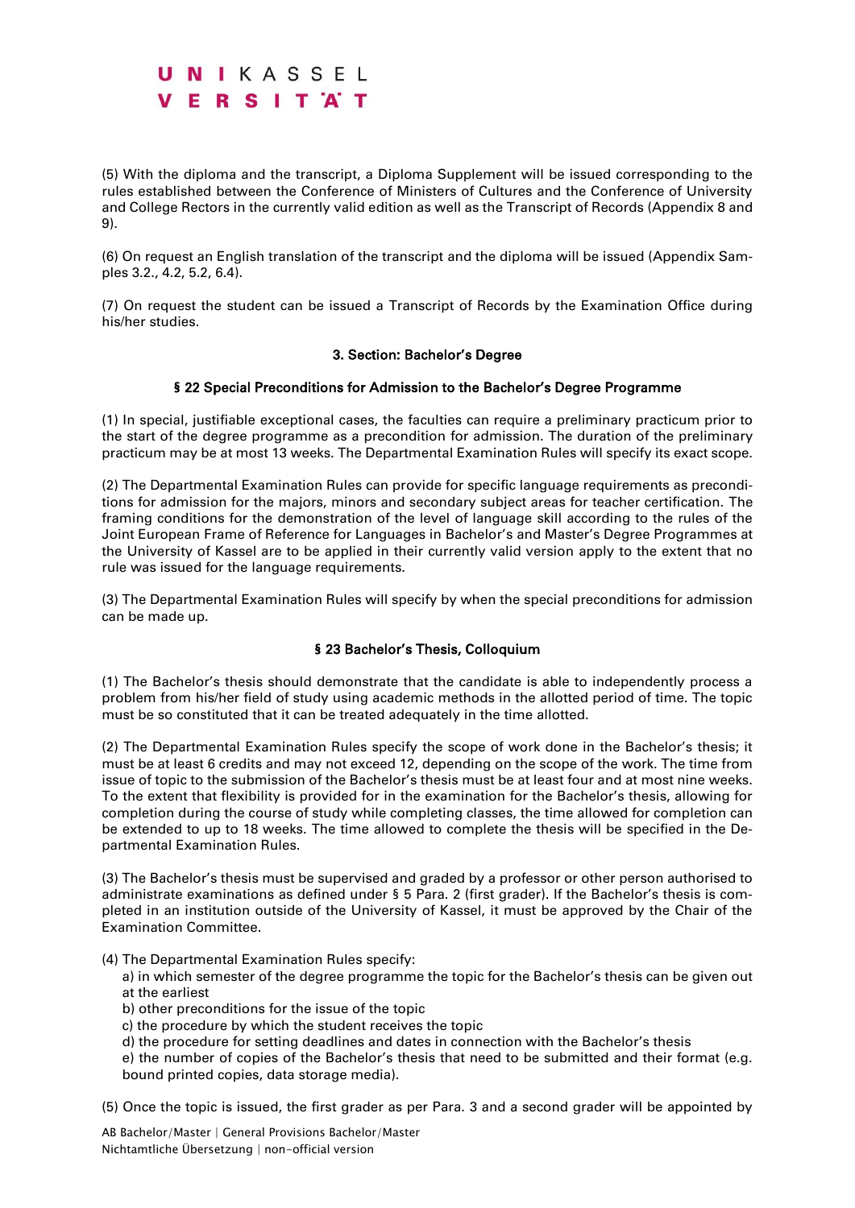(5) With the diploma and the transcript, a Diploma Supplement will be issued corresponding to the rules established between the Conference of Ministers of Cultures and the Conference of University and College Rectors in the currently valid edition as well as the Transcript of Records (Appendix 8 and 9).

(6) On request an English translation of the transcript and the diploma will be issued (Appendix Samples 3.2., 4.2, 5.2, 6.4).

(7) On request the student can be issued a Transcript of Records by the Examination Office during his/her studies.

## 3. Section: Bachelor's Degree

### § 22 Special Preconditions for Admission to the Bachelor's Degree Programme

(1) In special, justifiable exceptional cases, the faculties can require a preliminary practicum prior to the start of the degree programme as a precondition for admission. The duration of the preliminary practicum may be at most 13 weeks. The Departmental Examination Rules will specify its exact scope.

(2) The Departmental Examination Rules can provide for specific language requirements as preconditions for admission for the majors, minors and secondary subject areas for teacher certification. The framing conditions for the demonstration of the level of language skill according to the rules of the Joint European Frame of Reference for Languages in Bachelor's and Master's Degree Programmes at the University of Kassel are to be applied in their currently valid version apply to the extent that no rule was issued for the language requirements.

(3) The Departmental Examination Rules will specify by when the special preconditions for admission can be made up.

### § 23 Bachelor's Thesis, Colloquium

(1) The Bachelor's thesis should demonstrate that the candidate is able to independently process a problem from his/her field of study using academic methods in the allotted period of time. The topic must be so constituted that it can be treated adequately in the time allotted.

(2) The Departmental Examination Rules specify the scope of work done in the Bachelor's thesis; it must be at least 6 credits and may not exceed 12, depending on the scope of the work. The time from issue of topic to the submission of the Bachelor's thesis must be at least four and at most nine weeks. To the extent that flexibility is provided for in the examination for the Bachelor's thesis, allowing for completion during the course of study while completing classes, the time allowed for completion can be extended to up to 18 weeks. The time allowed to complete the thesis will be specified in the Departmental Examination Rules.

(3) The Bachelor's thesis must be supervised and graded by a professor or other person authorised to administrate examinations as defined under § 5 Para. 2 (first grader). If the Bachelor's thesis is completed in an institution outside of the University of Kassel, it must be approved by the Chair of the Examination Committee.

(4) The Departmental Examination Rules specify:

a) in which semester of the degree programme the topic for the Bachelor's thesis can be given out at the earliest

b) other preconditions for the issue of the topic

c) the procedure by which the student receives the topic

d) the procedure for setting deadlines and dates in connection with the Bachelor's thesis

e) the number of copies of the Bachelor's thesis that need to be submitted and their format (e.g. bound printed copies, data storage media).

(5) Once the topic is issued, the first grader as per Para. 3 and a second grader will be appointed by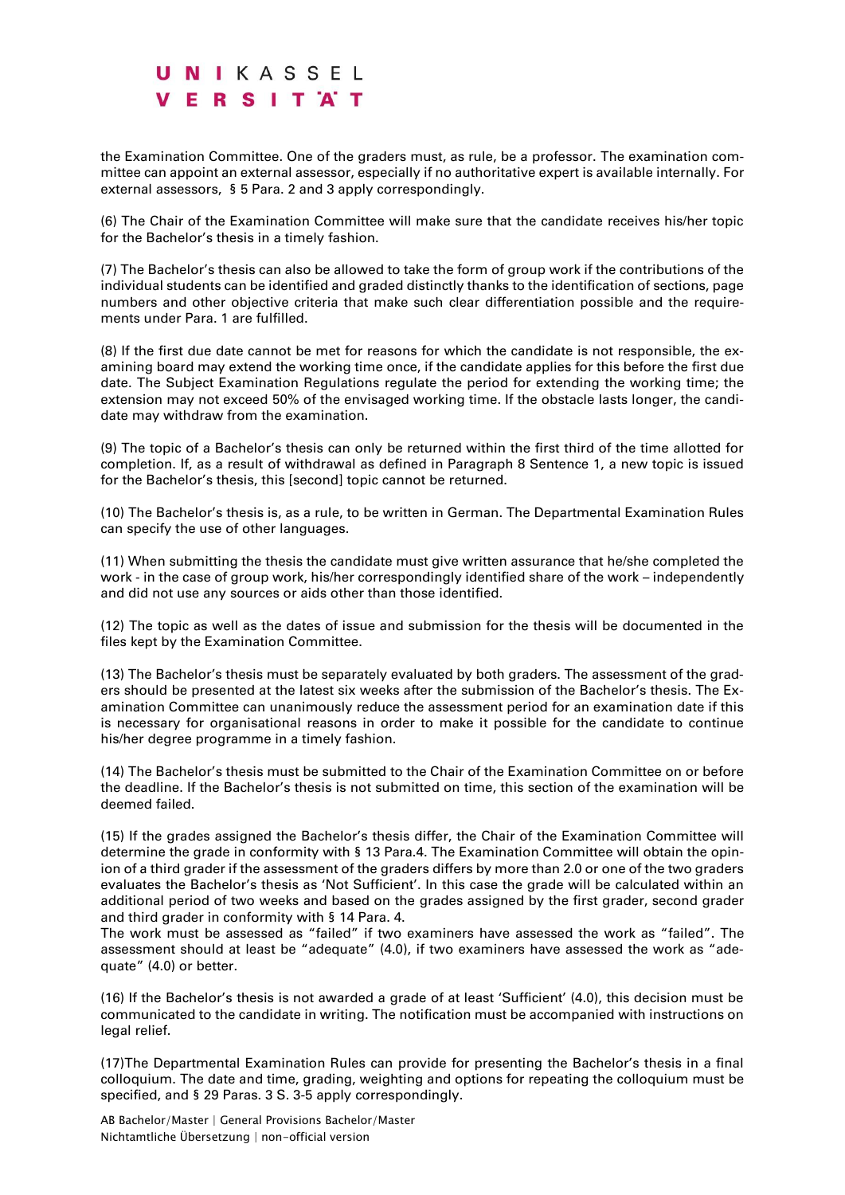the Examination Committee. One of the graders must, as rule, be a professor. The examination committee can appoint an external assessor, especially if no authoritative expert is available internally. For external assessors, § 5 Para. 2 and 3 apply correspondingly.

(6) The Chair of the Examination Committee will make sure that the candidate receives his/her topic for the Bachelor's thesis in a timely fashion.

(7) The Bachelor's thesis can also be allowed to take the form of group work if the contributions of the individual students can be identified and graded distinctly thanks to the identification of sections, page numbers and other objective criteria that make such clear differentiation possible and the requirements under Para. 1 are fulfilled.

(8) If the first due date cannot be met for reasons for which the candidate is not responsible, the examining board may extend the working time once, if the candidate applies for this before the first due date. The Subject Examination Regulations regulate the period for extending the working time; the extension may not exceed 50% of the envisaged working time. If the obstacle lasts longer, the candidate may withdraw from the examination.

(9) The topic of a Bachelor's thesis can only be returned within the first third of the time allotted for completion. If, as a result of withdrawal as defined in Paragraph 8 Sentence 1, a new topic is issued for the Bachelor's thesis, this [second] topic cannot be returned.

(10) The Bachelor's thesis is, as a rule, to be written in German. The Departmental Examination Rules can specify the use of other languages.

(11) When submitting the thesis the candidate must give written assurance that he/she completed the work - in the case of group work, his/her correspondingly identified share of the work – independently and did not use any sources or aids other than those identified.

(12) The topic as well as the dates of issue and submission for the thesis will be documented in the files kept by the Examination Committee.

(13) The Bachelor's thesis must be separately evaluated by both graders. The assessment of the graders should be presented at the latest six weeks after the submission of the Bachelor's thesis. The Examination Committee can unanimously reduce the assessment period for an examination date if this is necessary for organisational reasons in order to make it possible for the candidate to continue his/her degree programme in a timely fashion.

(14) The Bachelor's thesis must be submitted to the Chair of the Examination Committee on or before the deadline. If the Bachelor's thesis is not submitted on time, this section of the examination will be deemed failed.

(15) If the grades assigned the Bachelor's thesis differ, the Chair of the Examination Committee will determine the grade in conformity with § 13 Para.4. The Examination Committee will obtain the opinion of a third grader if the assessment of the graders differs by more than 2.0 or one of the two graders evaluates the Bachelor's thesis as 'Not Sufficient'. In this case the grade will be calculated within an additional period of two weeks and based on the grades assigned by the first grader, second grader and third grader in conformity with § 14 Para. 4.
The work must be assessed as "failed" if two examiners have assessed the work as "failed". The assessment should at least be "adequate" (4.0), if two examiners have assessed the work as "adequate" (4.0) or better.

(16) If the Bachelor's thesis is not awarded a grade of at least 'Sufficient' (4.0), this decision must be communicated to the candidate in writing. The notification must be accompanied with instructions on legal relief.

(17)The Departmental Examination Rules can provide for presenting the Bachelor's thesis in a final colloquium. The date and time, grading, weighting and options for repeating the colloquium must be specified, and § 29 Paras. 3 S. 3-5 apply correspondingly.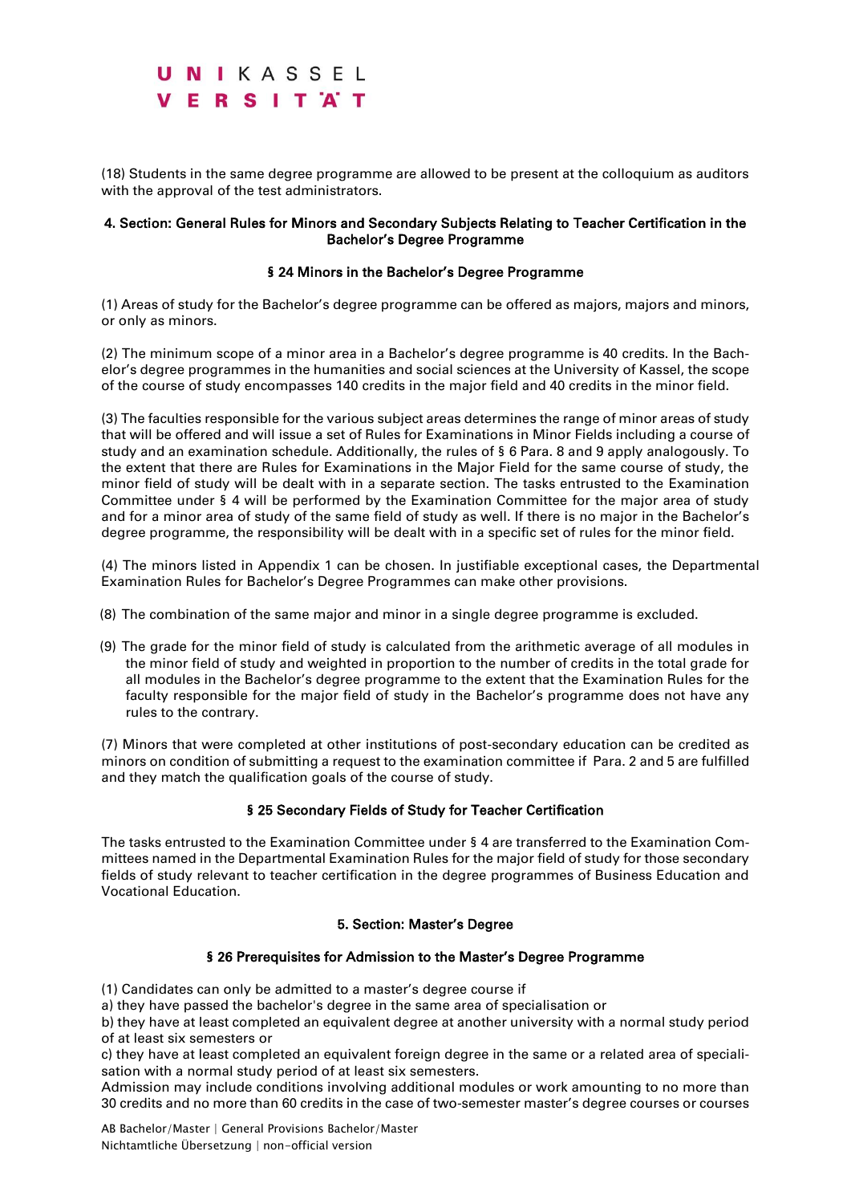(18) Students in the same degree programme are allowed to be present at the colloquium as auditors with the approval of the test administrators.

## 4. Section: General Rules for Minors and Secondary Subjects Relating to Teacher Certification in the Bachelor's Degree Programme

### § 24 Minors in the Bachelor's Degree Programme

(1) Areas of study for the Bachelor's degree programme can be offered as majors, majors and minors, or only as minors.

(2) The minimum scope of a minor area in a Bachelor's degree programme is 40 credits. In the Bachelor's degree programmes in the humanities and social sciences at the University of Kassel, the scope of the course of study encompasses 140 credits in the major field and 40 credits in the minor field.

(3) The faculties responsible for the various subject areas determines the range of minor areas of study that will be offered and will issue a set of Rules for Examinations in Minor Fields including a course of study and an examination schedule. Additionally, the rules of § 6 Para. 8 and 9 apply analogously. To the extent that there are Rules for Examinations in the Major Field for the same course of study, the minor field of study will be dealt with in a separate section. The tasks entrusted to the Examination Committee under § 4 will be performed by the Examination Committee for the major area of study and for a minor area of study of the same field of study as well. If there is no major in the Bachelor's degree programme, the responsibility will be dealt with in a specific set of rules for the minor field.

(4) The minors listed in Appendix 1 can be chosen. In justifiable exceptional cases, the Departmental Examination Rules for Bachelor's Degree Programmes can make other provisions.

(8) The combination of the same major and minor in a single degree programme is excluded.

(9) The grade for the minor field of study is calculated from the arithmetic average of all modules in the minor field of study and weighted in proportion to the number of credits in the total grade for all modules in the Bachelor's degree programme to the extent that the Examination Rules for the faculty responsible for the major field of study in the Bachelor's programme does not have any rules to the contrary.

(7) Minors that were completed at other institutions of post-secondary education can be credited as minors on condition of submitting a request to the examination committee if Para. 2 and 5 are fulfilled and they match the qualification goals of the course of study.

### § 25 Secondary Fields of Study for Teacher Certification

The tasks entrusted to the Examination Committee under § 4 are transferred to the Examination Committees named in the Departmental Examination Rules for the major field of study for those secondary fields of study relevant to teacher certification in the degree programmes of Business Education and Vocational Education.

## 5. Section: Master's Degree

### § 26 Prerequisites for Admission to the Master's Degree Programme

(1) Candidates can only be admitted to a master's degree course if

a) they have passed the bachelor's degree in the same area of specialisation or

b) they have at least completed an equivalent degree at another university with a normal study period of at least six semesters or

c) they have at least completed an equivalent foreign degree in the same or a related area of specialisation with a normal study period of at least six semesters.

Admission may include conditions involving additional modules or work amounting to no more than 30 credits and no more than 60 credits in the case of two-semester master's degree courses or courses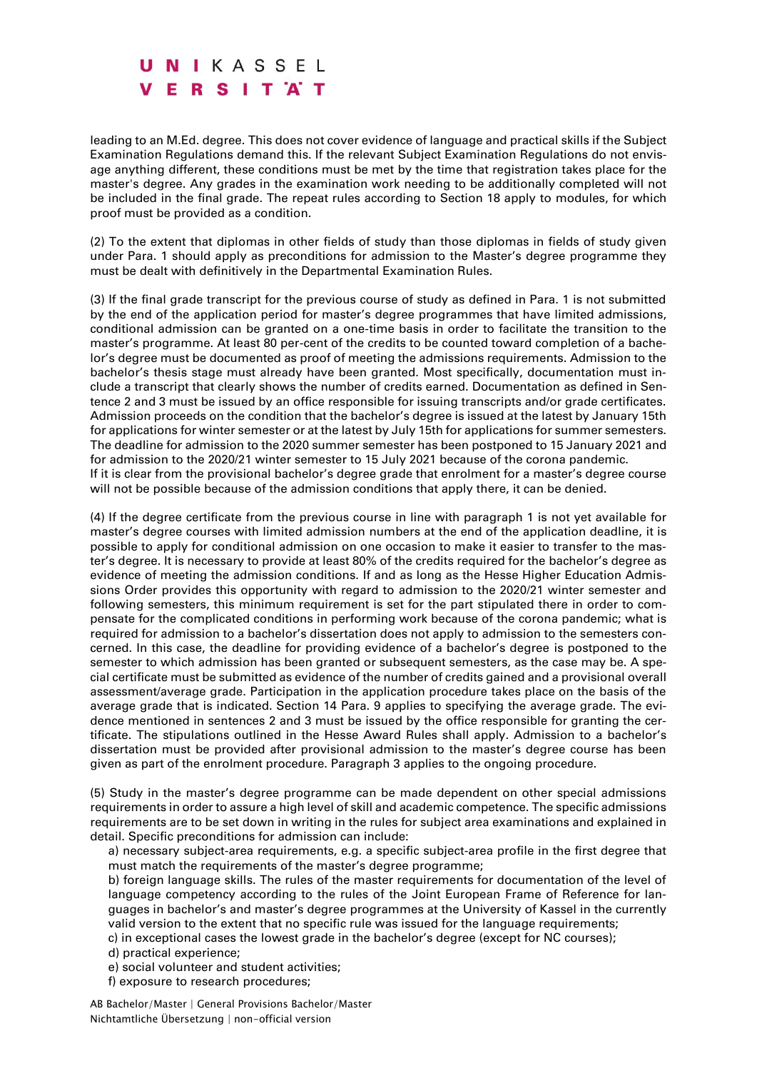leading to an M.Ed. degree. This does not cover evidence of language and practical skills if the Subject Examination Regulations demand this. If the relevant Subject Examination Regulations do not envisage anything different, these conditions must be met by the time that registration takes place for the master's degree. Any grades in the examination work needing to be additionally completed will not be included in the final grade. The repeat rules according to Section 18 apply to modules, for which proof must be provided as a condition.

(2) To the extent that diplomas in other fields of study than those diplomas in fields of study given under Para. 1 should apply as preconditions for admission to the Master's degree programme they must be dealt with definitively in the Departmental Examination Rules.

(3) If the final grade transcript for the previous course of study as defined in Para. 1 is not submitted by the end of the application period for master's degree programmes that have limited admissions, conditional admission can be granted on a one-time basis in order to facilitate the transition to the master's programme. At least 80 per-cent of the credits to be counted toward completion of a bachelor's degree must be documented as proof of meeting the admissions requirements. Admission to the bachelor's thesis stage must already have been granted. Most specifically, documentation must include a transcript that clearly shows the number of credits earned. Documentation as defined in Sentence 2 and 3 must be issued by an office responsible for issuing transcripts and/or grade certificates. Admission proceeds on the condition that the bachelor's degree is issued at the latest by January 15th for applications for winter semester or at the latest by July 15th for applications for summer semesters. The deadline for admission to the 2020 summer semester has been postponed to 15 January 2021 and for admission to the 2020/21 winter semester to 15 July 2021 because of the corona pandemic.
If it is clear from the provisional bachelor's degree grade that enrolment for a master's degree course will not be possible because of the admission conditions that apply there, it can be denied.

(4) If the degree certificate from the previous course in line with paragraph 1 is not yet available for master's degree courses with limited admission numbers at the end of the application deadline, it is possible to apply for conditional admission on one occasion to make it easier to transfer to the master's degree. It is necessary to provide at least 80% of the credits required for the bachelor's degree as evidence of meeting the admission conditions. If and as long as the Hesse Higher Education Admissions Order provides this opportunity with regard to admission to the 2020/21 winter semester and following semesters, this minimum requirement is set for the part stipulated there in order to compensate for the complicated conditions in performing work because of the corona pandemic; what is required for admission to a bachelor's dissertation does not apply to admission to the semesters concerned. In this case, the deadline for providing evidence of a bachelor's degree is postponed to the semester to which admission has been granted or subsequent semesters, as the case may be. A special certificate must be submitted as evidence of the number of credits gained and a provisional overall assessment/average grade. Participation in the application procedure takes place on the basis of the average grade that is indicated. Section 14 Para. 9 applies to specifying the average grade. The evidence mentioned in sentences 2 and 3 must be issued by the office responsible for granting the certificate. The stipulations outlined in the Hesse Award Rules shall apply. Admission to a bachelor's dissertation must be provided after provisional admission to the master's degree course has been given as part of the enrolment procedure. Paragraph 3 applies to the ongoing procedure.

(5) Study in the master's degree programme can be made dependent on other special admissions requirements in order to assure a high level of skill and academic competence. The specific admissions requirements are to be set down in writing in the rules for subject area examinations and explained in detail. Specific preconditions for admission can include:

a) necessary subject-area requirements, e.g. a specific subject-area profile in the first degree that must match the requirements of the master's degree programme;
b) foreign language skills. The rules of the master requirements for documentation of the level of language competency according to the rules of the Joint European Frame of Reference for languages in bachelor's and master's degree programmes at the University of Kassel in the currently valid version to the extent that no specific rule was issued for the language requirements;
c) in exceptional cases the lowest grade in the bachelor's degree (except for NC courses);
d) practical experience;
e) social volunteer and student activities;
f) exposure to research procedures;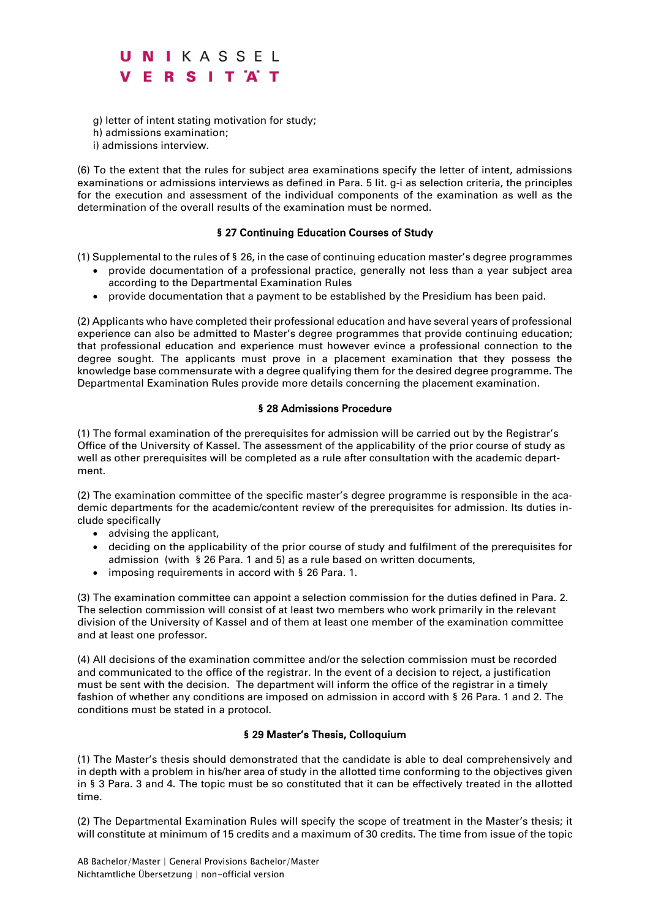g) letter of intent stating motivation for study;
h) admissions examination;
i) admissions interview.

(6) To the extent that the rules for subject area examinations specify the letter of intent, admissions examinations or admissions interviews as defined in Para. 5 lit. g-i as selection criteria, the principles for the execution and assessment of the individual components of the examination as well as the determination of the overall results of the examination must be normed.

## § 27 Continuing Education Courses of Study

(1) Supplemental to the rules of § 26, in the case of continuing education master's degree programmes

- provide documentation of a professional practice, generally not less than a year subject area according to the Departmental Examination Rules
- provide documentation that a payment to be established by the Presidium has been paid.

(2) Applicants who have completed their professional education and have several years of professional experience can also be admitted to Master's degree programmes that provide continuing education; that professional education and experience must however evince a professional connection to the degree sought. The applicants must prove in a placement examination that they possess the knowledge base commensurate with a degree qualifying them for the desired degree programme. The Departmental Examination Rules provide more details concerning the placement examination.

## § 28 Admissions Procedure

(1) The formal examination of the prerequisites for admission will be carried out by the Registrar's Office of the University of Kassel. The assessment of the applicability of the prior course of study as well as other prerequisites will be completed as a rule after consultation with the academic department.

(2) The examination committee of the specific master's degree programme is responsible in the academic departments for the academic/content review of the prerequisites for admission. Its duties include specifically

- advising the applicant,
- deciding on the applicability of the prior course of study and fulfilment of the prerequisites for admission (with § 26 Para. 1 and 5) as a rule based on written documents,
- imposing requirements in accord with § 26 Para. 1.

(3) The examination committee can appoint a selection commission for the duties defined in Para. 2. The selection commission will consist of at least two members who work primarily in the relevant division of the University of Kassel and of them at least one member of the examination committee and at least one professor.

(4) All decisions of the examination committee and/or the selection commission must be recorded and communicated to the office of the registrar. In the event of a decision to reject, a justification must be sent with the decision. The department will inform the office of the registrar in a timely fashion of whether any conditions are imposed on admission in accord with § 26 Para. 1 and 2. The conditions must be stated in a protocol.

## § 29 Master's Thesis, Colloquium

(1) The Master's thesis should demonstrated that the candidate is able to deal comprehensively and in depth with a problem in his/her area of study in the allotted time conforming to the objectives given in § 3 Para. 3 and 4. The topic must be so constituted that it can be effectively treated in the allotted time.

(2) The Departmental Examination Rules will specify the scope of treatment in the Master's thesis; it will constitute at minimum of 15 credits and a maximum of 30 credits. The time from issue of the topic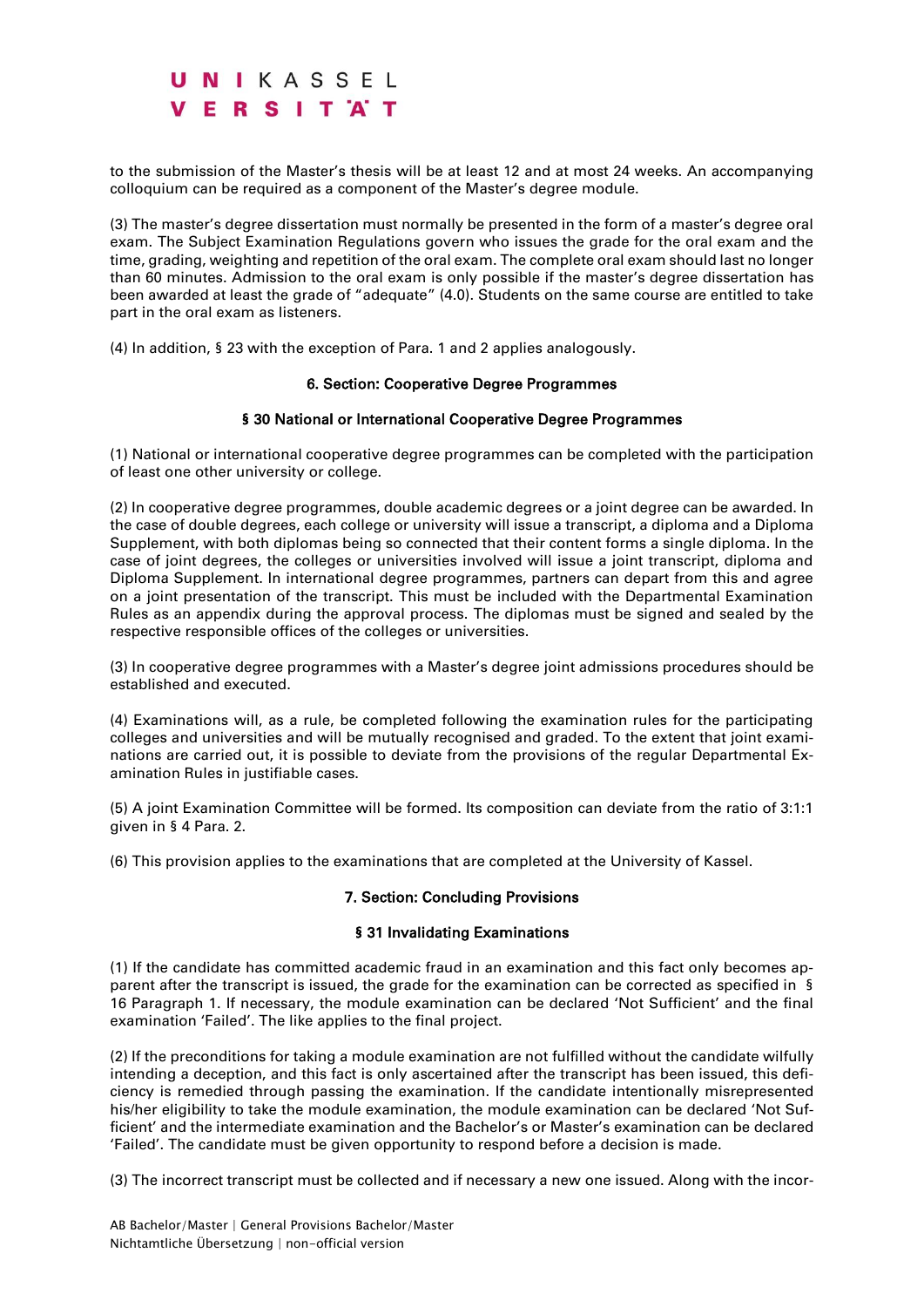to the submission of the Master's thesis will be at least 12 and at most 24 weeks. An accompanying colloquium can be required as a component of the Master's degree module.

(3) The master's degree dissertation must normally be presented in the form of a master's degree oral exam. The Subject Examination Regulations govern who issues the grade for the oral exam and the time, grading, weighting and repetition of the oral exam. The complete oral exam should last no longer than 60 minutes. Admission to the oral exam is only possible if the master's degree dissertation has been awarded at least the grade of "adequate" (4.0). Students on the same course are entitled to take part in the oral exam as listeners.

(4) In addition, § 23 with the exception of Para. 1 and 2 applies analogously.

## 6. Section: Cooperative Degree Programmes

### § 30 National or International Cooperative Degree Programmes

(1) National or international cooperative degree programmes can be completed with the participation of least one other university or college.

(2) In cooperative degree programmes, double academic degrees or a joint degree can be awarded. In the case of double degrees, each college or university will issue a transcript, a diploma and a Diploma Supplement, with both diplomas being so connected that their content forms a single diploma. In the case of joint degrees, the colleges or universities involved will issue a joint transcript, diploma and Diploma Supplement. In international degree programmes, partners can depart from this and agree on a joint presentation of the transcript. This must be included with the Departmental Examination Rules as an appendix during the approval process. The diplomas must be signed and sealed by the respective responsible offices of the colleges or universities.

(3) In cooperative degree programmes with a Master's degree joint admissions procedures should be established and executed.

(4) Examinations will, as a rule, be completed following the examination rules for the participating colleges and universities and will be mutually recognised and graded. To the extent that joint examinations are carried out, it is possible to deviate from the provisions of the regular Departmental Examination Rules in justifiable cases.

(5) A joint Examination Committee will be formed. Its composition can deviate from the ratio of 3:1:1 given in § 4 Para. 2.

(6) This provision applies to the examinations that are completed at the University of Kassel.

## 7. Section: Concluding Provisions

### § 31 Invalidating Examinations

(1) If the candidate has committed academic fraud in an examination and this fact only becomes apparent after the transcript is issued, the grade for the examination can be corrected as specified in § 16 Paragraph 1. If necessary, the module examination can be declared 'Not Sufficient' and the final examination 'Failed'. The like applies to the final project.

(2) If the preconditions for taking a module examination are not fulfilled without the candidate wilfully intending a deception, and this fact is only ascertained after the transcript has been issued, this deficiency is remedied through passing the examination. If the candidate intentionally misrepresented his/her eligibility to take the module examination, the module examination can be declared 'Not Sufficient' and the intermediate examination and the Bachelor's or Master's examination can be declared 'Failed'. The candidate must be given opportunity to respond before a decision is made.

(3) The incorrect transcript must be collected and if necessary a new one issued. Along with the incor-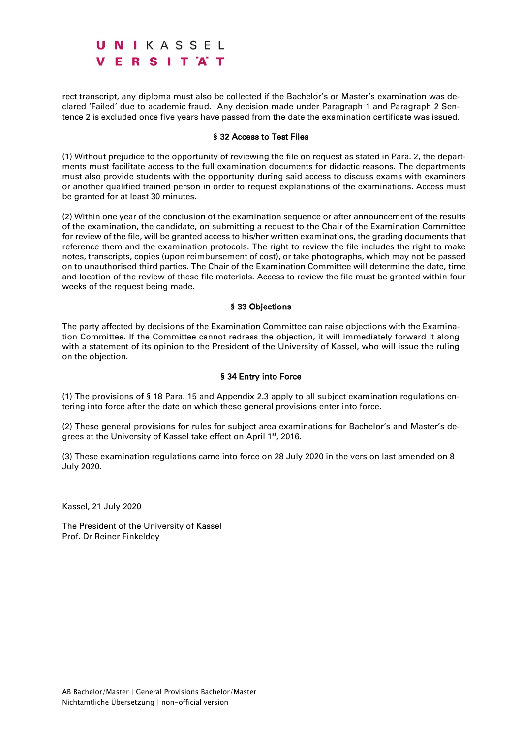rect transcript, any diploma must also be collected if the Bachelor's or Master's examination was declared 'Failed' due to academic fraud. Any decision made under Paragraph 1 and Paragraph 2 Sentence 2 is excluded once five years have passed from the date the examination certificate was issued.

### § 32 Access to Test Files

(1) Without prejudice to the opportunity of reviewing the file on request as stated in Para. 2, the departments must facilitate access to the full examination documents for didactic reasons. The departments must also provide students with the opportunity during said access to discuss exams with examiners or another qualified trained person in order to request explanations of the examinations. Access must be granted for at least 30 minutes.

(2) Within one year of the conclusion of the examination sequence or after announcement of the results of the examination, the candidate, on submitting a request to the Chair of the Examination Committee for review of the file, will be granted access to his/her written examinations, the grading documents that reference them and the examination protocols. The right to review the file includes the right to make notes, transcripts, copies (upon reimbursement of cost), or take photographs, which may not be passed on to unauthorised third parties. The Chair of the Examination Committee will determine the date, time and location of the review of these file materials. Access to review the file must be granted within four weeks of the request being made.

### § 33 Objections

The party affected by decisions of the Examination Committee can raise objections with the Examination Committee. If the Committee cannot redress the objection, it will immediately forward it along with a statement of its opinion to the President of the University of Kassel, who will issue the ruling on the objection.

### § 34 Entry into Force

(1) The provisions of § 18 Para. 15 and Appendix 2.3 apply to all subject examination regulations entering into force after the date on which these general provisions enter into force.

(2) These general provisions for rules for subject area examinations for Bachelor's and Master's degrees at the University of Kassel take effect on April 1st, 2016.

(3) These examination regulations came into force on 28 July 2020 in the version last amended on 8 July 2020.

Kassel, 21 July 2020

The President of the University of Kassel
Prof. Dr Reiner Finkeldey